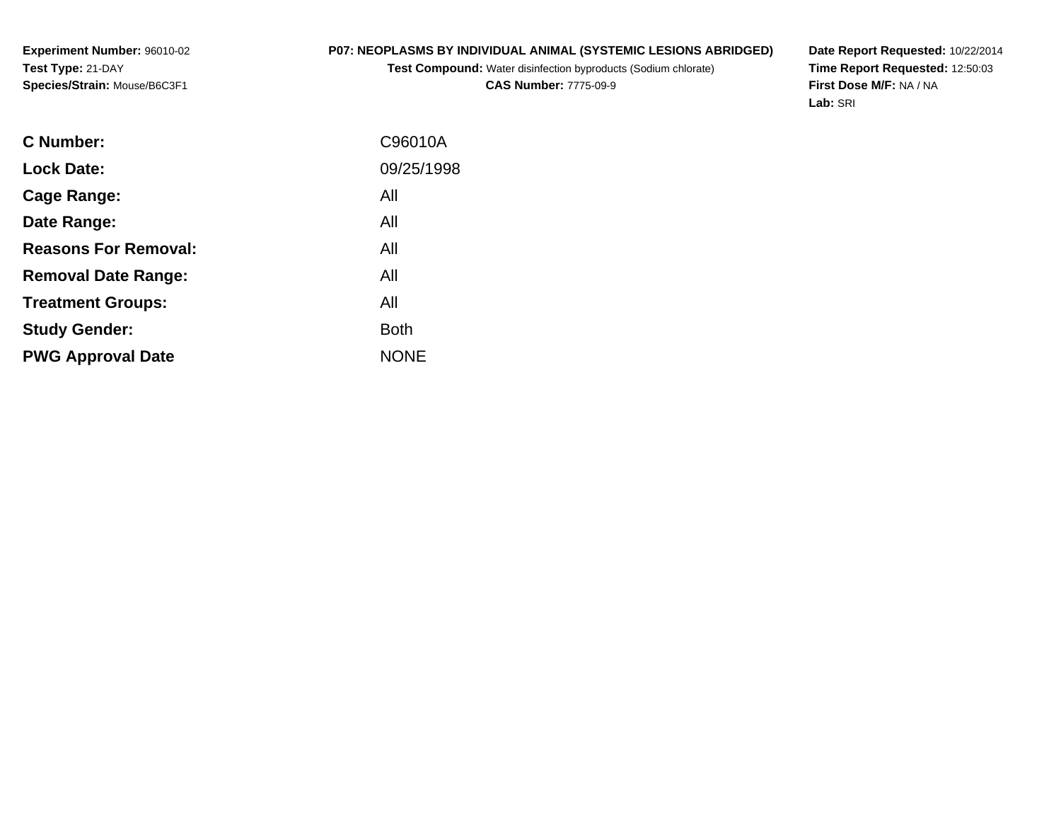**Experiment Number:** 96010-02
**Test Type:** 21-DAY
**Species/Strain:** Mouse/B6C3F1

**P07: NEOPLASMS BY INDIVIDUAL ANIMAL (SYSTEMIC LESIONS ABRIDGED)**
**Test Compound:** Water disinfection byproducts (Sodium chlorate)
**CAS Number:** 7775-09-9

**Date Report Requested:** 10/22/2014
**Time Report Requested:** 12:50:03
**First Dose M/F:** NA / NA
**Lab:** SRI

| | |
|---|---|
| **C Number:** | C96010A |
| **Lock Date:** | 09/25/1998 |
| **Cage Range:** | All |
| **Date Range:** | All |
| **Reasons For Removal:** | All |
| **Removal Date Range:** | All |
| **Treatment Groups:** | All |
| **Study Gender:** | Both |
| **PWG Approval Date** | NONE |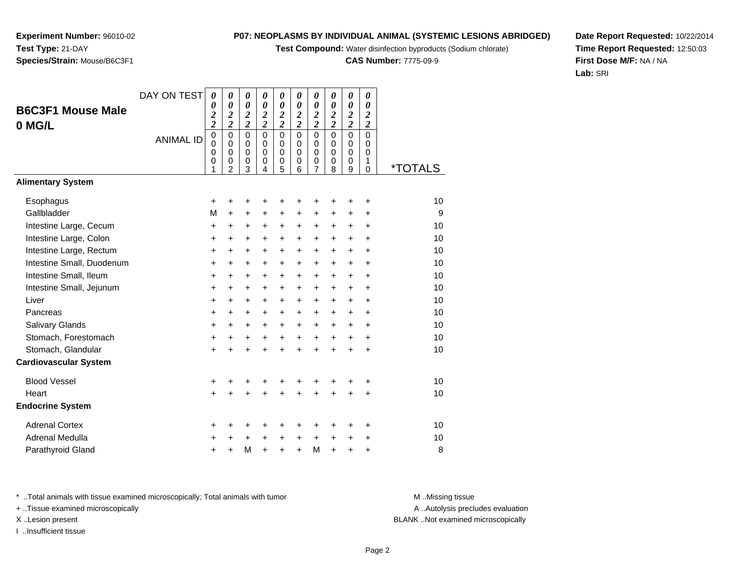**Experiment Number:** 96010-02
**Test Type:** 21-DAY
**Species/Strain:** Mouse/B6C3F1

**P07: NEOPLASMS BY INDIVIDUAL ANIMAL (SYSTEMIC LESIONS ABRIDGED)**
**Test Compound:** Water disinfection byproducts (Sodium chlorate)
**CAS Number:** 7775-09-9

**Date Report Requested:** 10/22/2014
**Time Report Requested:** 12:50:03
**First Dose M/F:** NA / NA
**Lab:** SRI

## B6C3F1 Mouse Male 0 MG/L

| DAY ON TEST | 0022 | 0022 | 0022 | 0022 | 0022 | 0022 | 0022 | 0022 | 0022 | 0022 | |
|---|---|---|---|---|---|---|---|---|---|---|---|
| ANIMAL ID | 00001 | 00002 | 00003 | 00004 | 00005 | 00006 | 00007 | 00008 | 00009 | 00010 | *TOTALS |
| **Alimentary System** | | | | | | | | | | | |
| Esophagus | + | + | + | + | + | + | + | + | + | + | 10 |
| Gallbladder | M | + | + | + | + | + | + | + | + | + | 9 |
| Intestine Large, Cecum | + | + | + | + | + | + | + | + | + | + | 10 |
| Intestine Large, Colon | + | + | + | + | + | + | + | + | + | + | 10 |
| Intestine Large, Rectum | + | + | + | + | + | + | + | + | + | + | 10 |
| Intestine Small, Duodenum | + | + | + | + | + | + | + | + | + | + | 10 |
| Intestine Small, Ileum | + | + | + | + | + | + | + | + | + | + | 10 |
| Intestine Small, Jejunum | + | + | + | + | + | + | + | + | + | + | 10 |
| Liver | + | + | + | + | + | + | + | + | + | + | 10 |
| Pancreas | + | + | + | + | + | + | + | + | + | + | 10 |
| Salivary Glands | + | + | + | + | + | + | + | + | + | + | 10 |
| Stomach, Forestomach | + | + | + | + | + | + | + | + | + | + | 10 |
| Stomach, Glandular | + | + | + | + | + | + | + | + | + | + | 10 |
| **Cardiovascular System** | | | | | | | | | | | |
| Blood Vessel | + | + | + | + | + | + | + | + | + | + | 10 |
| Heart | + | + | + | + | + | + | + | + | + | + | 10 |
| **Endocrine System** | | | | | | | | | | | |
| Adrenal Cortex | + | + | + | + | + | + | + | + | + | + | 10 |
| Adrenal Medulla | + | + | + | + | + | + | + | + | + | + | 10 |
| Parathyroid Gland | + | + | M | + | + | + | M | + | + | + | 8 |

* ..Total animals with tissue examined microscopically; Total animals with tumor
+ ..Tissue examined microscopically
X ..Lesion present
I ..Insufficient tissue

M ..Missing tissue
A ..Autolysis precludes evaluation
BLANK ..Not examined microscopically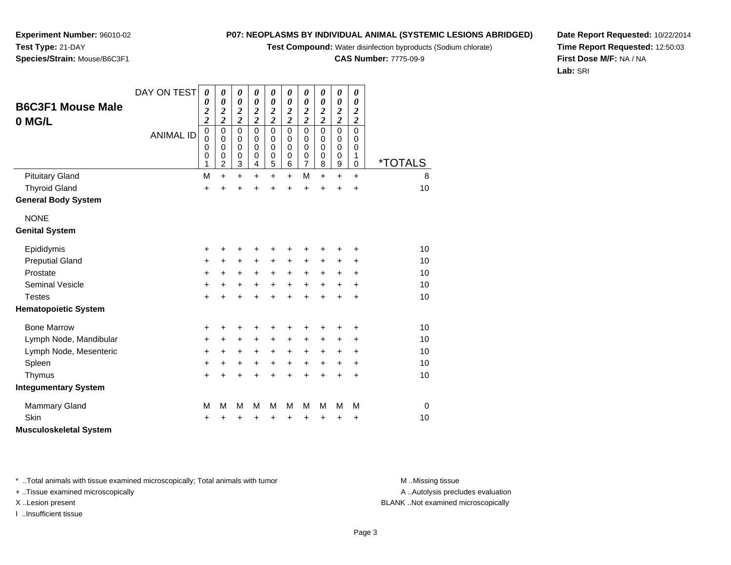**Experiment Number:** 96010-02
**Test Type:** 21-DAY
**Species/Strain:** Mouse/B6C3F1

**P07: NEOPLASMS BY INDIVIDUAL ANIMAL (SYSTEMIC LESIONS ABRIDGED)**
**Test Compound:** Water disinfection byproducts (Sodium chlorate)
**CAS Number:** 7775-09-9

**Date Report Requested:** 10/22/2014
**Time Report Requested:** 12:50:03
**First Dose M/F:** NA / NA
**Lab:** SRI

## B6C3F1 Mouse Male 0 MG/L

| DAY ON TEST | 0022 | 0022 | 0022 | 0022 | 0022 | 0022 | 0022 | 0022 | 0022 | 0022 | |
|---|---|---|---|---|---|---|---|---|---|---|---|
| ANIMAL ID | 00001 | 00002 | 00003 | 00004 | 00005 | 00006 | 00007 | 00008 | 00009 | 00010 | *TOTALS |
| Pituitary Gland | M | + | + | + | + | + | M | + | + | + | 8 |
| Thyroid Gland | + | + | + | + | + | + | + | + | + | + | 10 |
| **General Body System** | | | | | | | | | | | |
| NONE | | | | | | | | | | | |
| **Genital System** | | | | | | | | | | | |
| Epididymis | + | + | + | + | + | + | + | + | + | + | 10 |
| Preputial Gland | + | + | + | + | + | + | + | + | + | + | 10 |
| Prostate | + | + | + | + | + | + | + | + | + | + | 10 |
| Seminal Vesicle | + | + | + | + | + | + | + | + | + | + | 10 |
| Testes | + | + | + | + | + | + | + | + | + | + | 10 |
| **Hematopoietic System** | | | | | | | | | | | |
| Bone Marrow | + | + | + | + | + | + | + | + | + | + | 10 |
| Lymph Node, Mandibular | + | + | + | + | + | + | + | + | + | + | 10 |
| Lymph Node, Mesenteric | + | + | + | + | + | + | + | + | + | + | 10 |
| Spleen | + | + | + | + | + | + | + | + | + | + | 10 |
| Thymus | + | + | + | + | + | + | + | + | + | + | 10 |
| **Integumentary System** | | | | | | | | | | | |
| Mammary Gland | M | M | M | M | M | M | M | M | M | M | 0 |
| Skin | + | + | + | + | + | + | + | + | + | + | 10 |
| **Musculoskeletal System** | | | | | | | | | | | |

* ..Total animals with tissue examined microscopically; Total animals with tumor
+ ..Tissue examined microscopically
X ..Lesion present
I ..Insufficient tissue

M ..Missing tissue
A ..Autolysis precludes evaluation
BLANK ..Not examined microscopically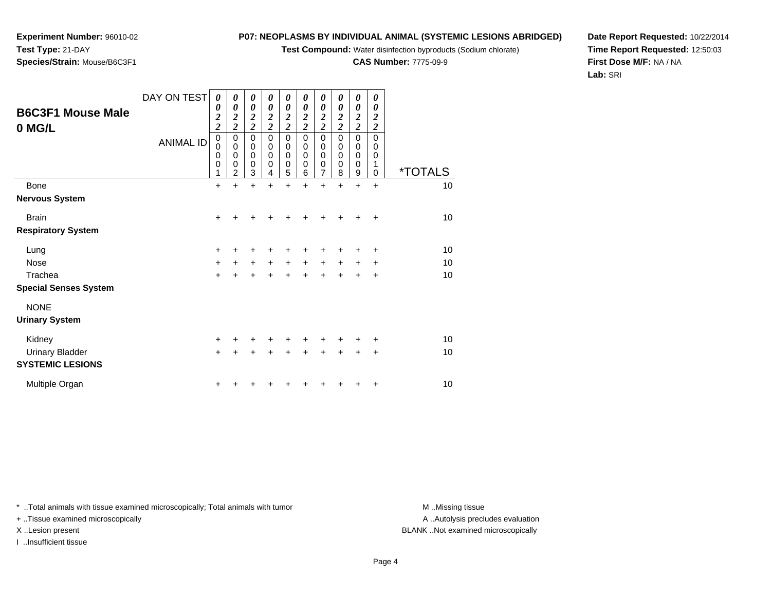**Experiment Number:** 96010-02
**Test Type:** 21-DAY
**Species/Strain:** Mouse/B6C3F1

**P07: NEOPLASMS BY INDIVIDUAL ANIMAL (SYSTEMIC LESIONS ABRIDGED)**
**Test Compound:** Water disinfection byproducts (Sodium chlorate)
**CAS Number:** 7775-09-9

**Date Report Requested:** 10/22/2014
**Time Report Requested:** 12:50:03
**First Dose M/F:** NA / NA
**Lab:** SRI

## B6C3F1 Mouse Male 0 MG/L

| DAY ON TEST | 0022 | 0022 | 0022 | 0022 | 0022 | 0022 | 0022 | 0022 | 0022 | 0022 | |
|---|---|---|---|---|---|---|---|---|---|---|---|
| ANIMAL ID | 00001 | 00002 | 00003 | 00004 | 00005 | 00006 | 00007 | 00008 | 00009 | 00010 | *TOTALS |
| Bone | + | + | + | + | + | + | + | + | + | + | 10 |
| **Nervous System** | | | | | | | | | | | |
| Brain | + | + | + | + | + | + | + | + | + | + | 10 |
| **Respiratory System** | | | | | | | | | | | |
| Lung | + | + | + | + | + | + | + | + | + | + | 10 |
| Nose | + | + | + | + | + | + | + | + | + | + | 10 |
| Trachea | + | + | + | + | + | + | + | + | + | + | 10 |
| **Special Senses System** | | | | | | | | | | | |
| NONE | | | | | | | | | | | |
| **Urinary System** | | | | | | | | | | | |
| Kidney | + | + | + | + | + | + | + | + | + | + | 10 |
| Urinary Bladder | + | + | + | + | + | + | + | + | + | + | 10 |
| **SYSTEMIC LESIONS** | | | | | | | | | | | |
| Multiple Organ | + | + | + | + | + | + | + | + | + | + | 10 |

* ..Total animals with tissue examined microscopically; Total animals with tumor
+ ..Tissue examined microscopically
X ..Lesion present
I ..Insufficient tissue

M ..Missing tissue
A ..Autolysis precludes evaluation
BLANK ..Not examined microscopically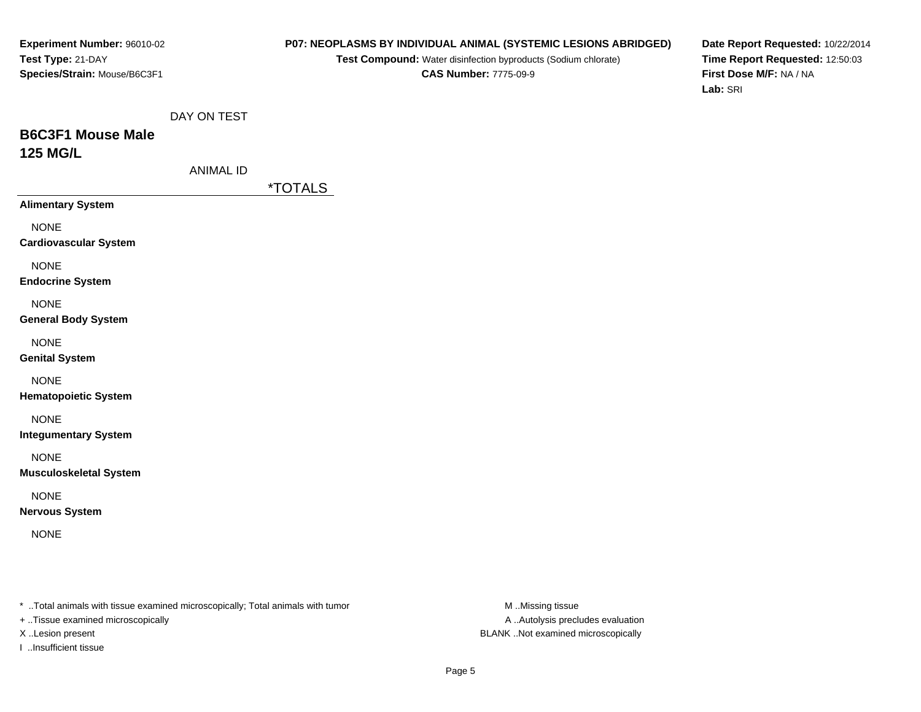**Experiment Number:** 96010-02
**Test Type:** 21-DAY
**Species/Strain:** Mouse/B6C3F1

**P07: NEOPLASMS BY INDIVIDUAL ANIMAL (SYSTEMIC LESIONS ABRIDGED)**
**Test Compound:** Water disinfection byproducts (Sodium chlorate)
**CAS Number:** 7775-09-9

**Date Report Requested:** 10/22/2014
**Time Report Requested:** 12:50:03
**First Dose M/F:** NA / NA
**Lab:** SRI

## B6C3F1 Mouse Male
## 125 MG/L

| DAY ON TEST | |
|---|---|
| ANIMAL ID | *TOTALS |
| **Alimentary System** | |
| NONE | |
| **Cardiovascular System** | |
| NONE | |
| **Endocrine System** | |
| NONE | |
| **General Body System** | |
| NONE | |
| **Genital System** | |
| NONE | |
| **Hematopoietic System** | |
| NONE | |
| **Integumentary System** | |
| NONE | |
| **Musculoskeletal System** | |
| NONE | |
| **Nervous System** | |
| NONE | |

* ..Total animals with tissue examined microscopically; Total animals with tumor
+ ..Tissue examined microscopically
X ..Lesion present
I ..Insufficient tissue

M ..Missing tissue
A ..Autolysis precludes evaluation
BLANK ..Not examined microscopically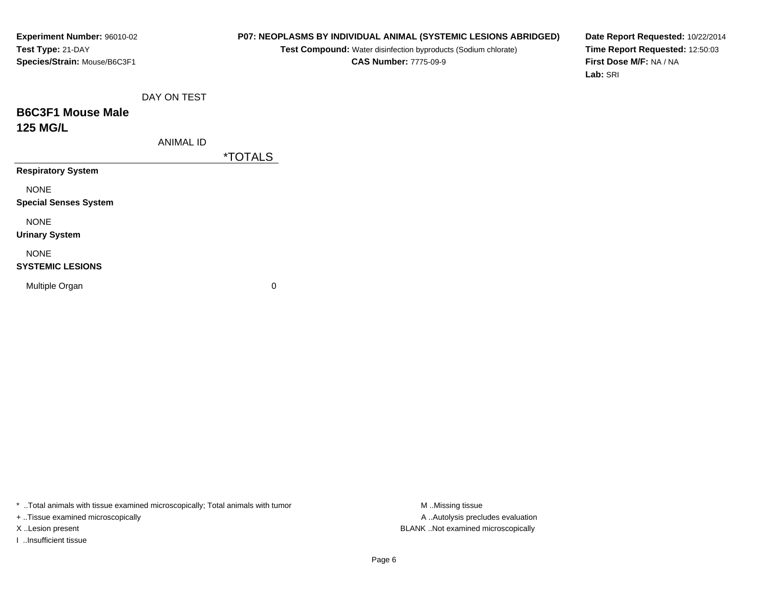**Experiment Number:** 96010-02
**Test Type:** 21-DAY
**Species/Strain:** Mouse/B6C3F1

**P07: NEOPLASMS BY INDIVIDUAL ANIMAL (SYSTEMIC LESIONS ABRIDGED)**
**Test Compound:** Water disinfection byproducts (Sodium chlorate)
**CAS Number:** 7775-09-9

**Date Report Requested:** 10/22/2014
**Time Report Requested:** 12:50:03
**First Dose M/F:** NA / NA
**Lab:** SRI

## B6C3F1 Mouse Male
## 125 MG/L

| DAY ON TEST / ANIMAL ID | *TOTALS |
| --- | --- |
| **Respiratory System** | |
| NONE | |
| **Special Senses System** | |
| NONE | |
| **Urinary System** | |
| NONE | |
| **SYSTEMIC LESIONS** | |
| Multiple Organ | 0 |

* ..Total animals with tissue examined microscopically; Total animals with tumor
+ ..Tissue examined microscopically
X ..Lesion present
I ..Insufficient tissue

M ..Missing tissue
A ..Autolysis precludes evaluation
BLANK ..Not examined microscopically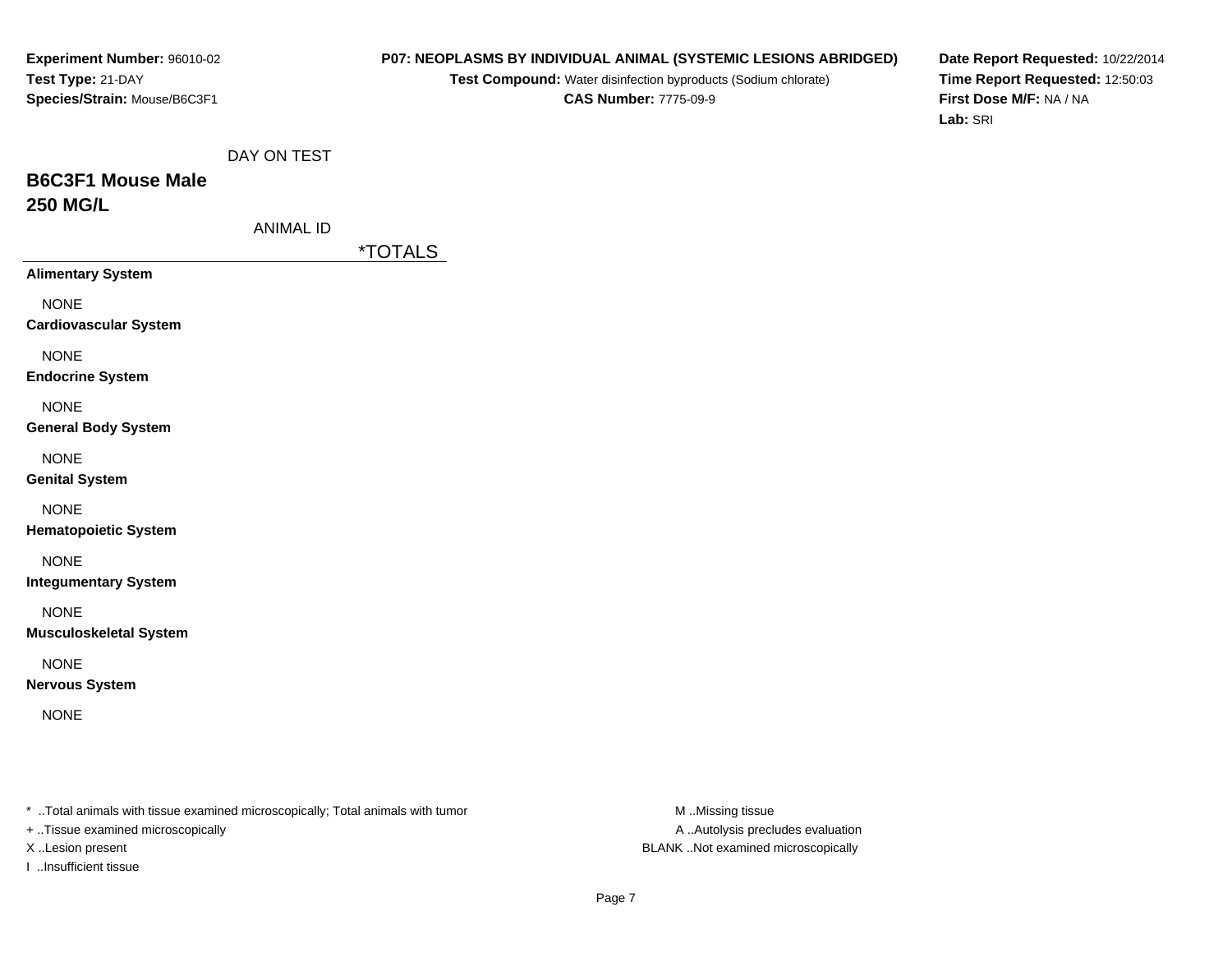**Experiment Number:** 96010-02
**Test Type:** 21-DAY
**Species/Strain:** Mouse/B6C3F1

**P07: NEOPLASMS BY INDIVIDUAL ANIMAL (SYSTEMIC LESIONS ABRIDGED)**
**Test Compound:** Water disinfection byproducts (Sodium chlorate)
**CAS Number:** 7775-09-9

**Date Report Requested:** 10/22/2014
**Time Report Requested:** 12:50:03
**First Dose M/F:** NA / NA
**Lab:** SRI

DAY ON TEST

## B6C3F1 Mouse Male
## 250 MG/L

ANIMAL ID

*TOTALS

**Alimentary System**

NONE

**Cardiovascular System**

NONE

**Endocrine System**

NONE

**General Body System**

NONE

**Genital System**

NONE

**Hematopoietic System**

NONE

**Integumentary System**

NONE

**Musculoskeletal System**

NONE

**Nervous System**

NONE

* ..Total animals with tissue examined microscopically; Total animals with tumor
+ ..Tissue examined microscopically
X ..Lesion present
I ..Insufficient tissue

M ..Missing tissue
A ..Autolysis precludes evaluation
BLANK ..Not examined microscopically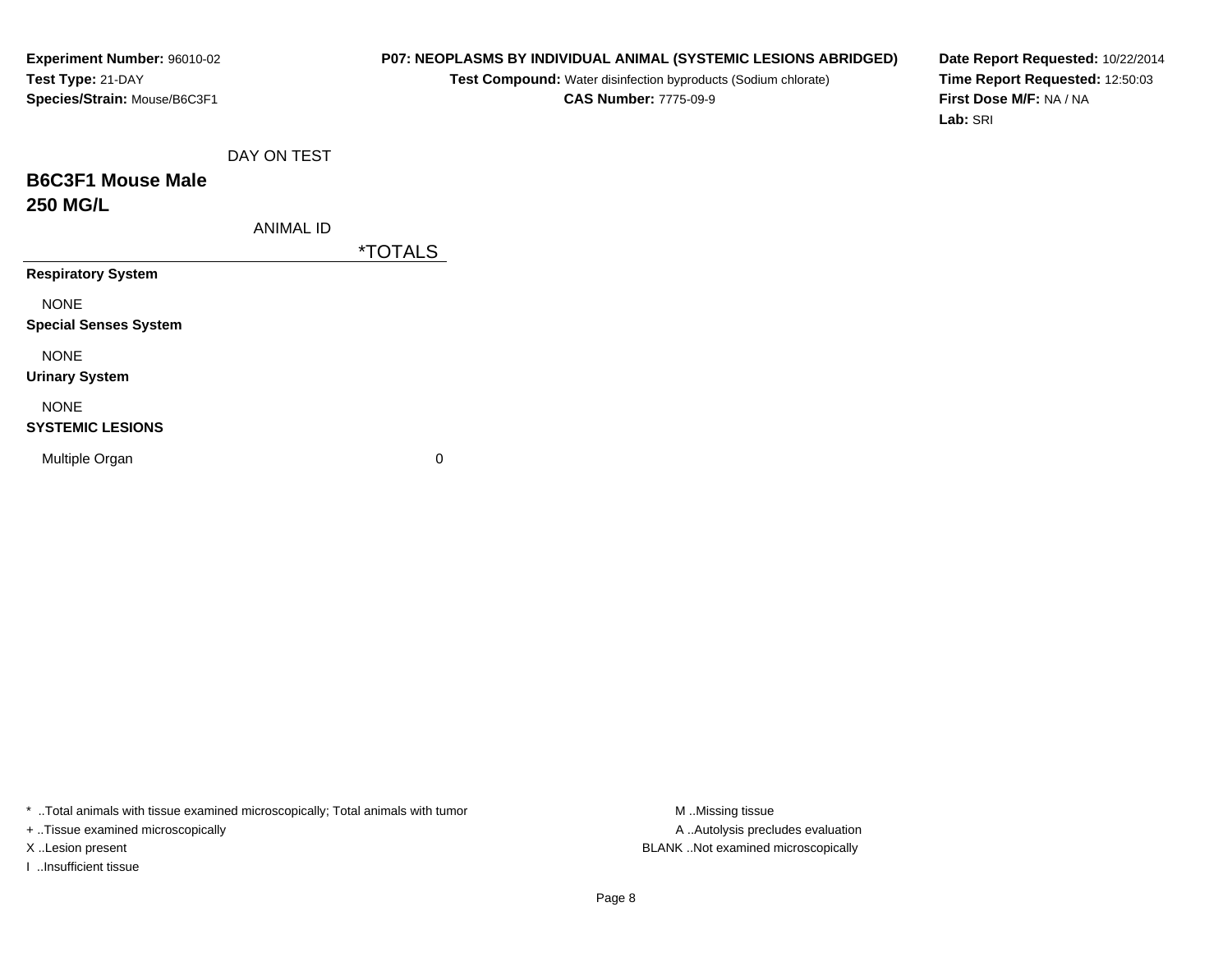**Experiment Number:** 96010-02
**Test Type:** 21-DAY
**Species/Strain:** Mouse/B6C3F1

**P07: NEOPLASMS BY INDIVIDUAL ANIMAL (SYSTEMIC LESIONS ABRIDGED)**
**Test Compound:** Water disinfection byproducts (Sodium chlorate)
**CAS Number:** 7775-09-9

**Date Report Requested:** 10/22/2014
**Time Report Requested:** 12:50:03
**First Dose M/F:** NA / NA
**Lab:** SRI

## B6C3F1 Mouse Male
## 250 MG/L

| DAY ON TEST | |
|---|---|
| ANIMAL ID | *TOTALS |
| **Respiratory System** | |
| NONE | |
| **Special Senses System** | |
| NONE | |
| **Urinary System** | |
| NONE | |
| **SYSTEMIC LESIONS** | |
| Multiple Organ | 0 |

* ..Total animals with tissue examined microscopically; Total animals with tumor
+ ..Tissue examined microscopically
X ..Lesion present
I ..Insufficient tissue

M ..Missing tissue
A ..Autolysis precludes evaluation
BLANK ..Not examined microscopically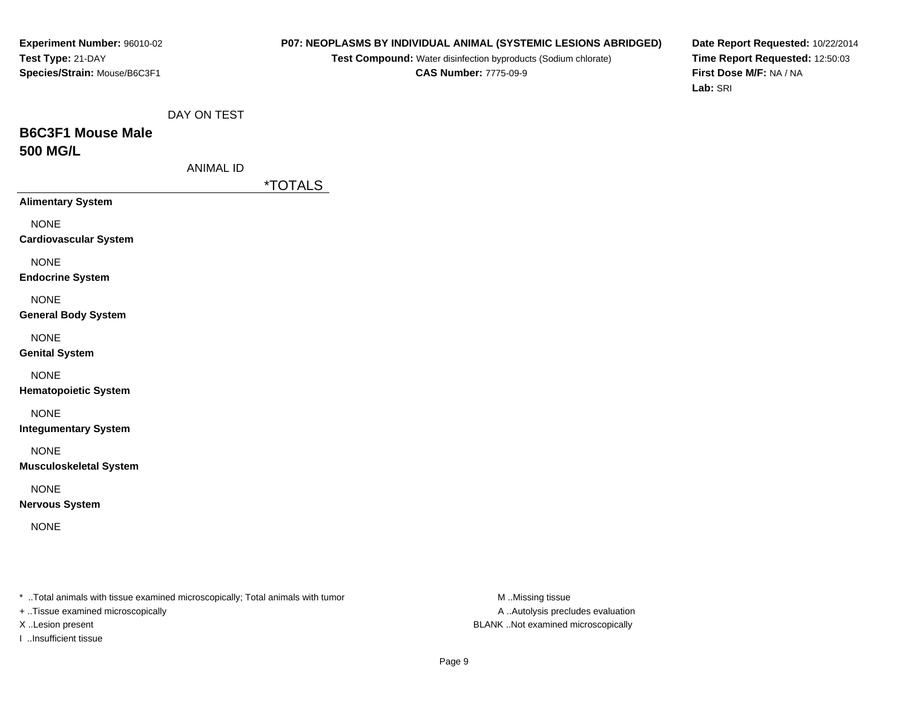**Experiment Number:** 96010-02
**Test Type:** 21-DAY
**Species/Strain:** Mouse/B6C3F1

**P07: NEOPLASMS BY INDIVIDUAL ANIMAL (SYSTEMIC LESIONS ABRIDGED)**
**Test Compound:** Water disinfection byproducts (Sodium chlorate)
**CAS Number:** 7775-09-9

**Date Report Requested:** 10/22/2014
**Time Report Requested:** 12:50:03
**First Dose M/F:** NA / NA
**Lab:** SRI

DAY ON TEST

## B6C3F1 Mouse Male
## 500 MG/L

ANIMAL ID

| | *TOTALS |
|---|---|
| **Alimentary System** | |
| NONE | |
| **Cardiovascular System** | |
| NONE | |
| **Endocrine System** | |
| NONE | |
| **General Body System** | |
| NONE | |
| **Genital System** | |
| NONE | |
| **Hematopoietic System** | |
| NONE | |
| **Integumentary System** | |
| NONE | |
| **Musculoskeletal System** | |
| NONE | |
| **Nervous System** | |
| NONE | |

* ..Total animals with tissue examined microscopically; Total animals with tumor
+ ..Tissue examined microscopically
X ..Lesion present
I ..Insufficient tissue

M ..Missing tissue
A ..Autolysis precludes evaluation
BLANK ..Not examined microscopically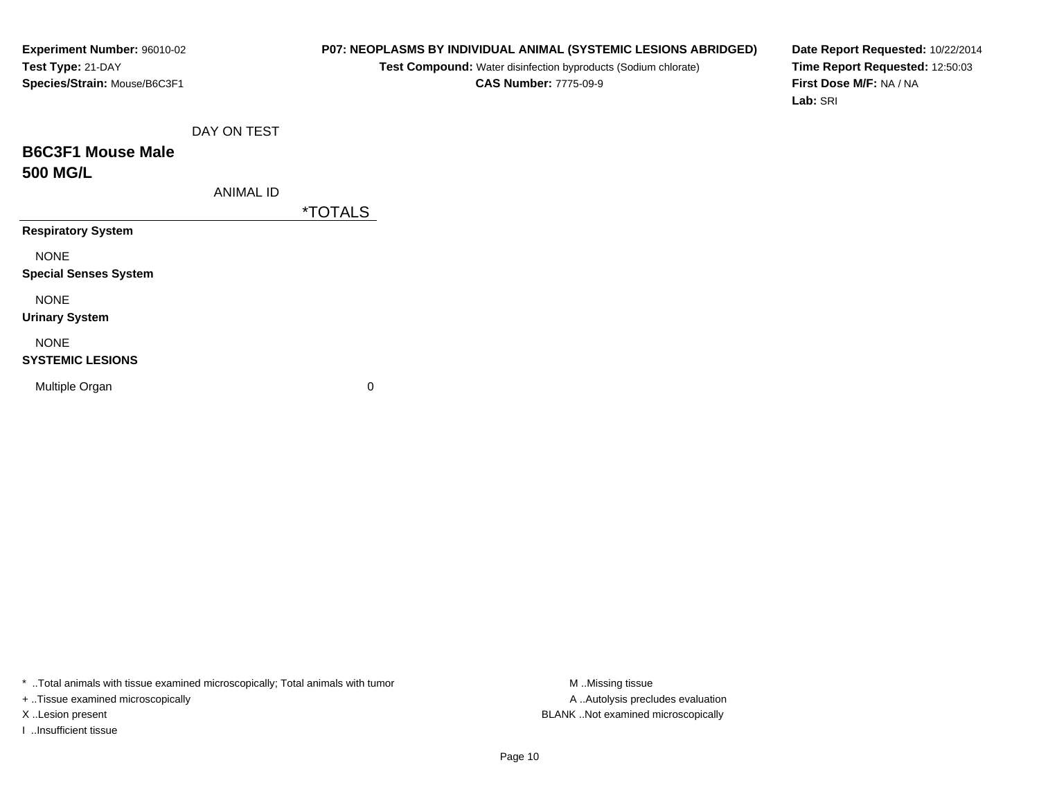**Experiment Number:** 96010-02
**Test Type:** 21-DAY
**Species/Strain:** Mouse/B6C3F1

**P07: NEOPLASMS BY INDIVIDUAL ANIMAL (SYSTEMIC LESIONS ABRIDGED)**
**Test Compound:** Water disinfection byproducts (Sodium chlorate)
**CAS Number:** 7775-09-9

**Date Report Requested:** 10/22/2014
**Time Report Requested:** 12:50:03
**First Dose M/F:** NA / NA
**Lab:** SRI

## B6C3F1 Mouse Male
## 500 MG/L

| DAY ON TEST / ANIMAL ID | *TOTALS |
|---|---|
| **Respiratory System** | |
| NONE | |
| **Special Senses System** | |
| NONE | |
| **Urinary System** | |
| NONE | |
| **SYSTEMIC LESIONS** | |
| Multiple Organ | 0 |

* ..Total animals with tissue examined microscopically; Total animals with tumor
+ ..Tissue examined microscopically
X ..Lesion present
I ..Insufficient tissue

M ..Missing tissue
A ..Autolysis precludes evaluation
BLANK ..Not examined microscopically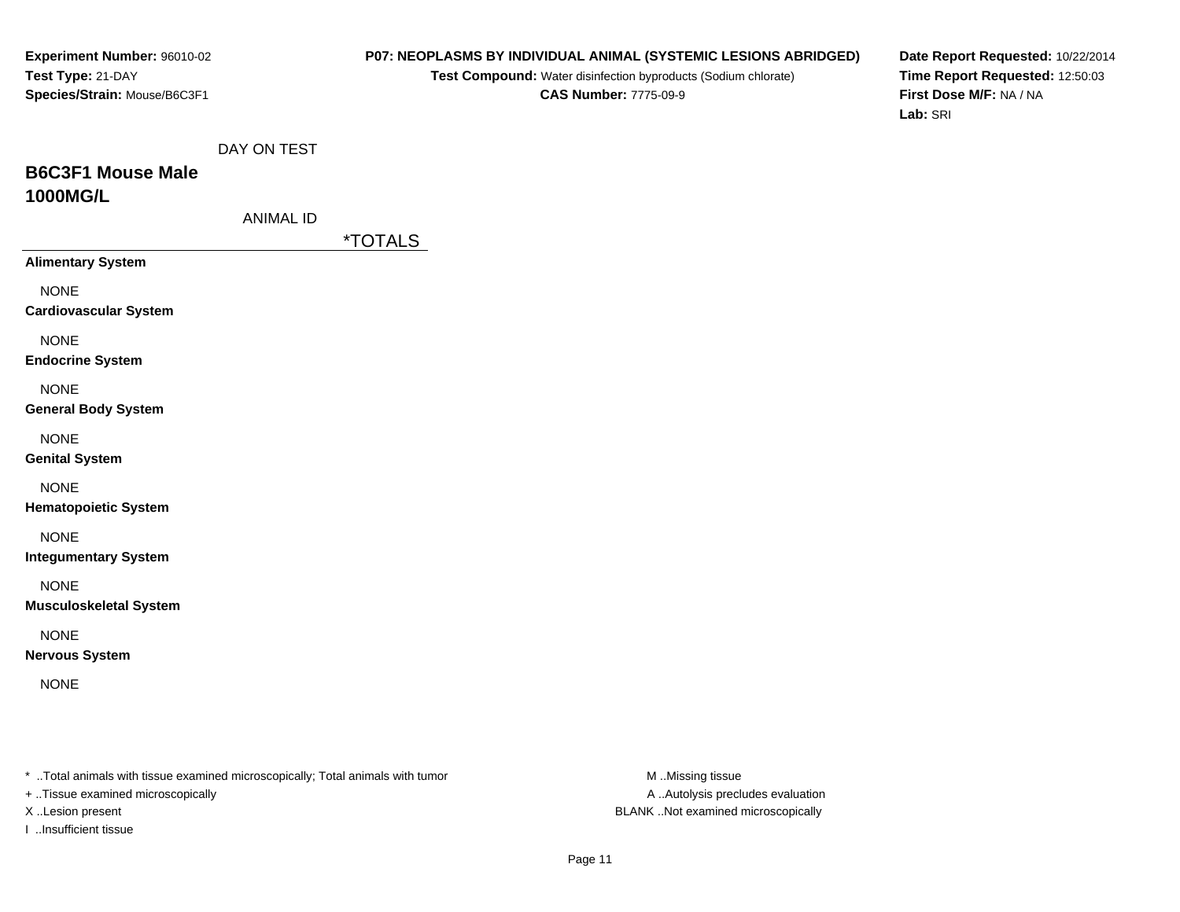**Experiment Number:** 96010-02
**Test Type:** 21-DAY
**Species/Strain:** Mouse/B6C3F1

**P07: NEOPLASMS BY INDIVIDUAL ANIMAL (SYSTEMIC LESIONS ABRIDGED)**
**Test Compound:** Water disinfection byproducts (Sodium chlorate)
**CAS Number:** 7775-09-9

**Date Report Requested:** 10/22/2014
**Time Report Requested:** 12:50:03
**First Dose M/F:** NA / NA
**Lab:** SRI

DAY ON TEST

## B6C3F1 Mouse Male 1000MG/L

ANIMAL ID

| | *TOTALS |
|---|---|
| **Alimentary System** | |
| NONE | |
| **Cardiovascular System** | |
| NONE | |
| **Endocrine System** | |
| NONE | |
| **General Body System** | |
| NONE | |
| **Genital System** | |
| NONE | |
| **Hematopoietic System** | |
| NONE | |
| **Integumentary System** | |
| NONE | |
| **Musculoskeletal System** | |
| NONE | |
| **Nervous System** | |
| NONE | |

* ..Total animals with tissue examined microscopically; Total animals with tumor
+ ..Tissue examined microscopically
X ..Lesion present
I ..Insufficient tissue

M ..Missing tissue
A ..Autolysis precludes evaluation
BLANK ..Not examined microscopically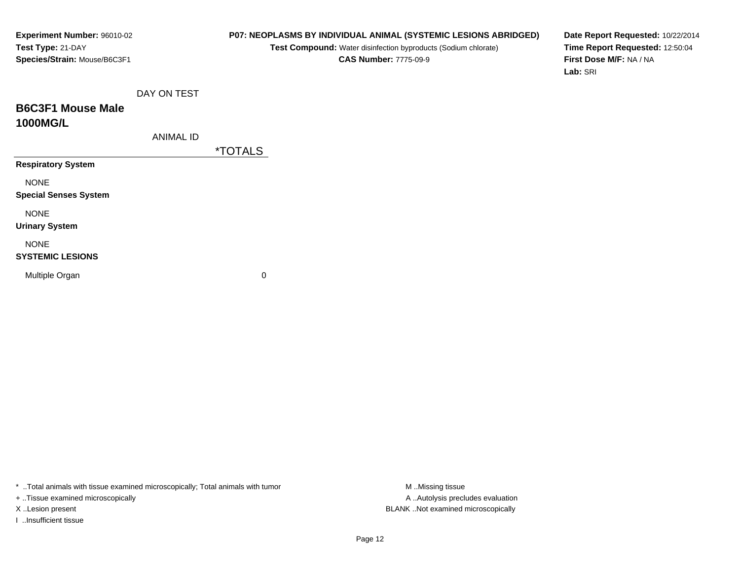**Experiment Number:** 96010-02
**Test Type:** 21-DAY
**Species/Strain:** Mouse/B6C3F1

**P07: NEOPLASMS BY INDIVIDUAL ANIMAL (SYSTEMIC LESIONS ABRIDGED)**
**Test Compound:** Water disinfection byproducts (Sodium chlorate)
**CAS Number:** 7775-09-9

**Date Report Requested:** 10/22/2014
**Time Report Requested:** 12:50:04
**First Dose M/F:** NA / NA
**Lab:** SRI

DAY ON TEST

## B6C3F1 Mouse Male
## 1000MG/L

ANIMAL ID

| | *TOTALS |
|---|---|
| **Respiratory System** | |
| NONE | |
| **Special Senses System** | |
| NONE | |
| **Urinary System** | |
| NONE | |
| **SYSTEMIC LESIONS** | |
| Multiple Organ | 0 |

* ..Total animals with tissue examined microscopically; Total animals with tumor
+ ..Tissue examined microscopically
X ..Lesion present
I ..Insufficient tissue

M ..Missing tissue
A ..Autolysis precludes evaluation
BLANK ..Not examined microscopically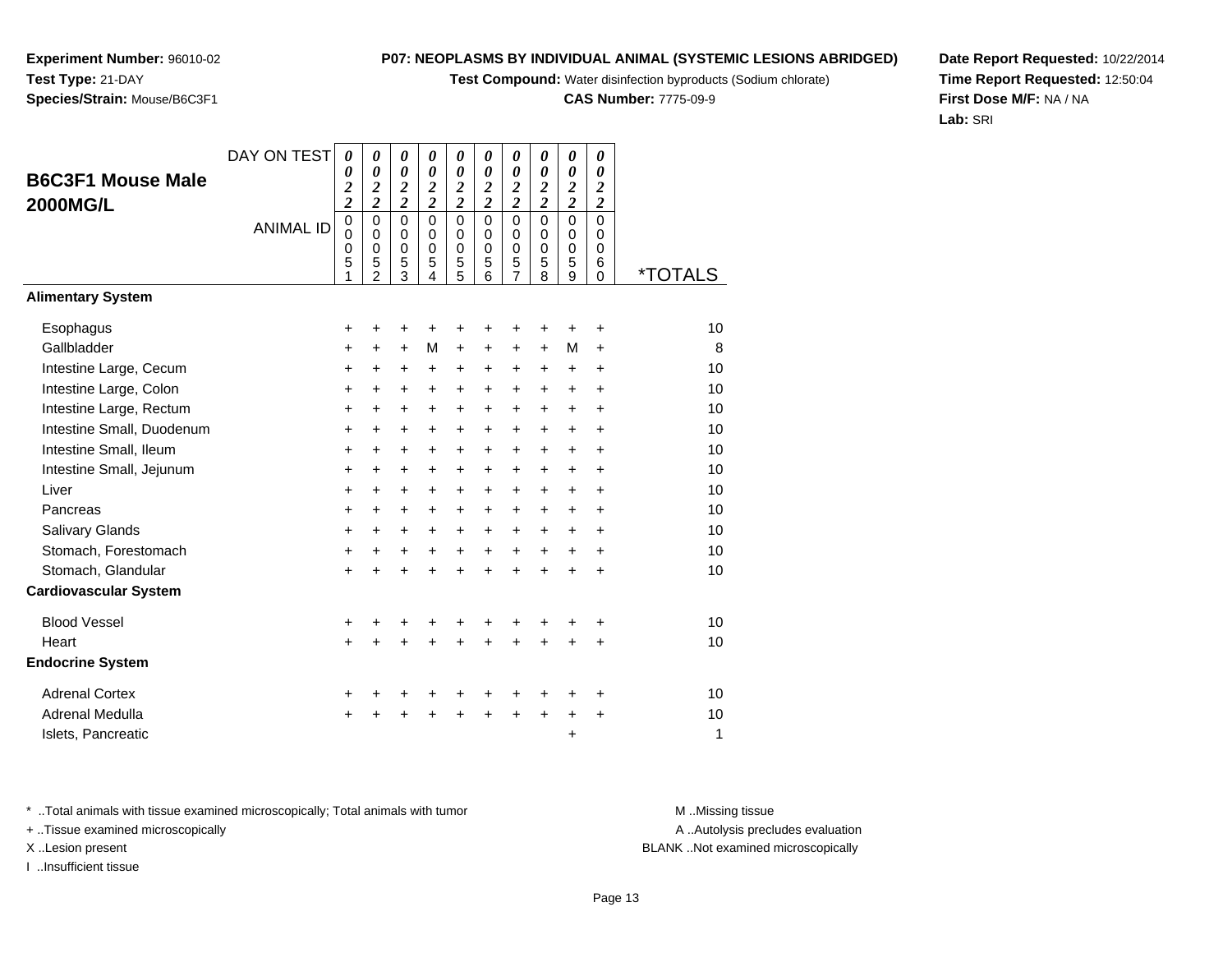**Experiment Number:** 96010-02
**Test Type:** 21-DAY
**Species/Strain:** Mouse/B6C3F1

**P07: NEOPLASMS BY INDIVIDUAL ANIMAL (SYSTEMIC LESIONS ABRIDGED)**
**Test Compound:** Water disinfection byproducts (Sodium chlorate)
**CAS Number:** 7775-09-9

**Date Report Requested:** 10/22/2014
**Time Report Requested:** 12:50:04
**First Dose M/F:** NA / NA
**Lab:** SRI

## B6C3F1 Mouse Male 2000MG/L

| DAY ON TEST | 0022 | 0022 | 0022 | 0022 | 0022 | 0022 | 0022 | 0022 | 0022 | 0022 | |
|---|---|---|---|---|---|---|---|---|---|---|---|
| **ANIMAL ID** | 00051 | 00052 | 00053 | 00054 | 00055 | 00056 | 00057 | 00058 | 00059 | 00060 | ***TOTALS** |
| **Alimentary System** | | | | | | | | | | | |
| Esophagus | + | + | + | + | + | + | + | + | + | + | 10 |
| Gallbladder | + | + | + | M | + | + | + | + | M | + | 8 |
| Intestine Large, Cecum | + | + | + | + | + | + | + | + | + | + | 10 |
| Intestine Large, Colon | + | + | + | + | + | + | + | + | + | + | 10 |
| Intestine Large, Rectum | + | + | + | + | + | + | + | + | + | + | 10 |
| Intestine Small, Duodenum | + | + | + | + | + | + | + | + | + | + | 10 |
| Intestine Small, Ileum | + | + | + | + | + | + | + | + | + | + | 10 |
| Intestine Small, Jejunum | + | + | + | + | + | + | + | + | + | + | 10 |
| Liver | + | + | + | + | + | + | + | + | + | + | 10 |
| Pancreas | + | + | + | + | + | + | + | + | + | + | 10 |
| Salivary Glands | + | + | + | + | + | + | + | + | + | + | 10 |
| Stomach, Forestomach | + | + | + | + | + | + | + | + | + | + | 10 |
| Stomach, Glandular | + | + | + | + | + | + | + | + | + | + | 10 |
| **Cardiovascular System** | | | | | | | | | | | |
| Blood Vessel | + | + | + | + | + | + | + | + | + | + | 10 |
| Heart | + | + | + | + | + | + | + | + | + | + | 10 |
| **Endocrine System** | | | | | | | | | | | |
| Adrenal Cortex | + | + | + | + | + | + | + | + | + | + | 10 |
| Adrenal Medulla | + | + | + | + | + | + | + | + | + | + | 10 |
| Islets, Pancreatic | | | | | | | | | + | | 1 |

* ..Total animals with tissue examined microscopically; Total animals with tumor
+ ..Tissue examined microscopically
X ..Lesion present
I ..Insufficient tissue

M ..Missing tissue
A ..Autolysis precludes evaluation
BLANK ..Not examined microscopically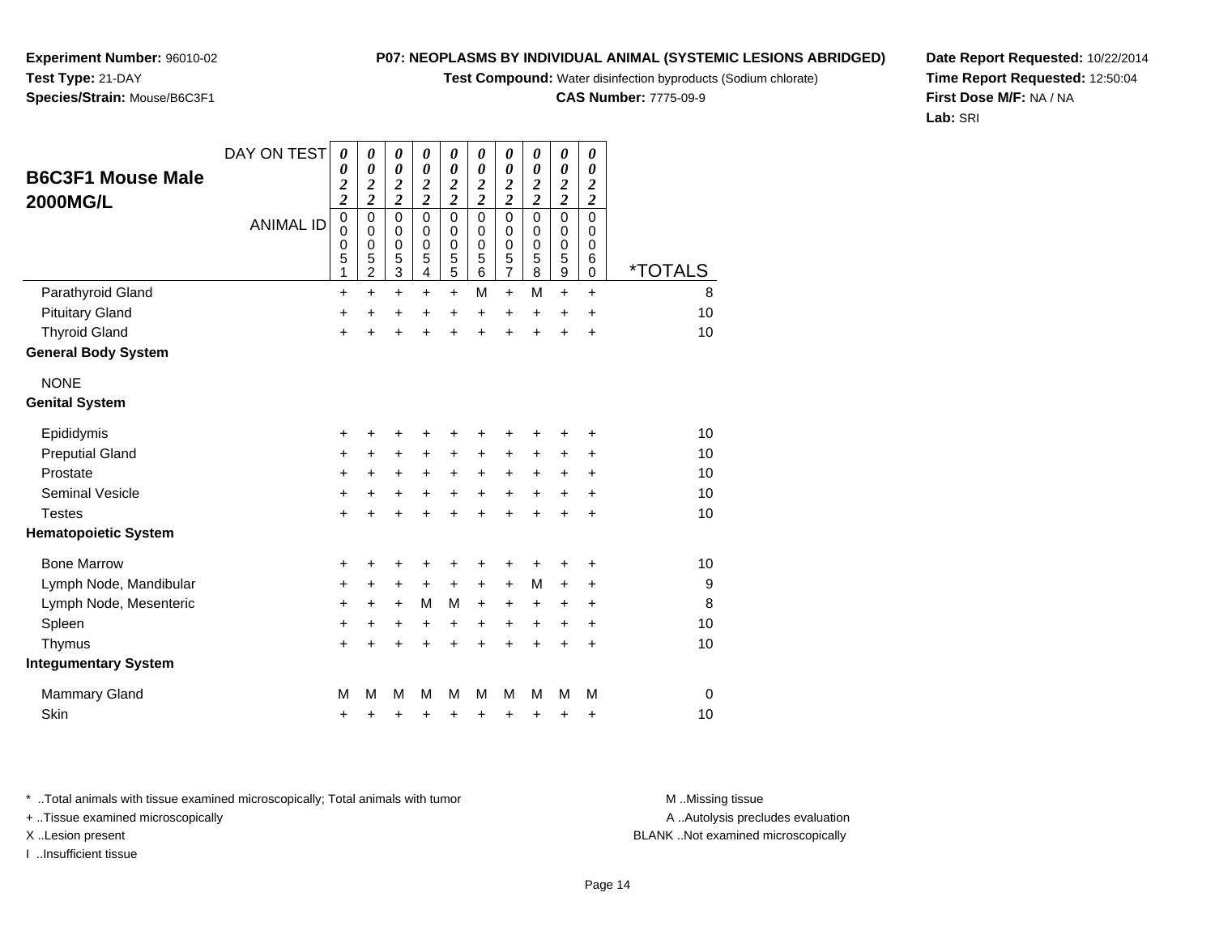**Experiment Number:** 96010-02
**Test Type:** 21-DAY
**Species/Strain:** Mouse/B6C3F1

**P07: NEOPLASMS BY INDIVIDUAL ANIMAL (SYSTEMIC LESIONS ABRIDGED)**
**Test Compound:** Water disinfection byproducts (Sodium chlorate)
**CAS Number:** 7775-09-9

**Date Report Requested:** 10/22/2014
**Time Report Requested:** 12:50:04
**First Dose M/F:** NA / NA
**Lab:** SRI

## B6C3F1 Mouse Male 2000MG/L

| DAY ON TEST | 0022 | 0022 | 0022 | 0022 | 0022 | 0022 | 0022 | 0022 | 0022 | 0022 | |
|---|---|---|---|---|---|---|---|---|---|---|---|
| ANIMAL ID | 00051 | 00052 | 00053 | 00054 | 00055 | 00056 | 00057 | 00058 | 00059 | 00060 | *TOTALS |
| Parathyroid Gland | + | + | + | + | + | M | + | M | + | + | 8 |
| Pituitary Gland | + | + | + | + | + | + | + | + | + | + | 10 |
| Thyroid Gland | + | + | + | + | + | + | + | + | + | + | 10 |
| **General Body System** | | | | | | | | | | | |
| NONE | | | | | | | | | | | |
| **Genital System** | | | | | | | | | | | |
| Epididymis | + | + | + | + | + | + | + | + | + | + | 10 |
| Preputial Gland | + | + | + | + | + | + | + | + | + | + | 10 |
| Prostate | + | + | + | + | + | + | + | + | + | + | 10 |
| Seminal Vesicle | + | + | + | + | + | + | + | + | + | + | 10 |
| Testes | + | + | + | + | + | + | + | + | + | + | 10 |
| **Hematopoietic System** | | | | | | | | | | | |
| Bone Marrow | + | + | + | + | + | + | + | + | + | + | 10 |
| Lymph Node, Mandibular | + | + | + | + | + | + | + | M | + | + | 9 |
| Lymph Node, Mesenteric | + | + | + | M | M | + | + | + | + | + | 8 |
| Spleen | + | + | + | + | + | + | + | + | + | + | 10 |
| Thymus | + | + | + | + | + | + | + | + | + | + | 10 |
| **Integumentary System** | | | | | | | | | | | |
| Mammary Gland | M | M | M | M | M | M | M | M | M | M | 0 |
| Skin | + | + | + | + | + | + | + | + | + | + | 10 |

* ..Total animals with tissue examined microscopically; Total animals with tumor
+ ..Tissue examined microscopically
X ..Lesion present
I ..Insufficient tissue

M ..Missing tissue
A ..Autolysis precludes evaluation
BLANK ..Not examined microscopically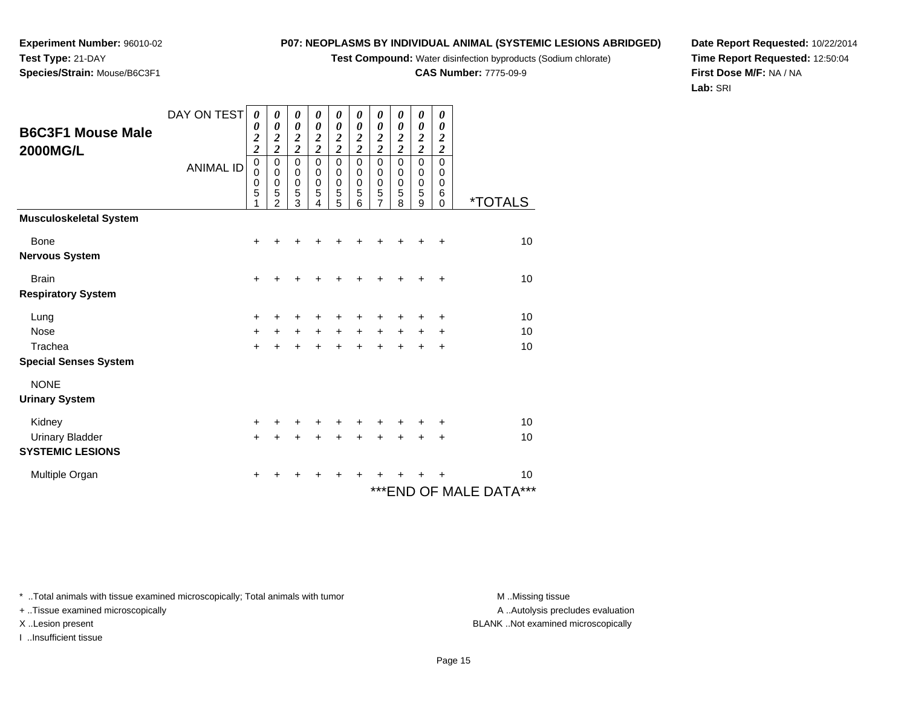**Experiment Number:** 96010-02
**Test Type:** 21-DAY
**Species/Strain:** Mouse/B6C3F1

**P07: NEOPLASMS BY INDIVIDUAL ANIMAL (SYSTEMIC LESIONS ABRIDGED)**
**Test Compound:** Water disinfection byproducts (Sodium chlorate)
**CAS Number:** 7775-09-9

**Date Report Requested:** 10/22/2014
**Time Report Requested:** 12:50:04
**First Dose M/F:** NA / NA
**Lab:** SRI

## B6C3F1 Mouse Male 2000MG/L

| DAY ON TEST | 0022 | 0022 | 0022 | 0022 | 0022 | 0022 | 0022 | 0022 | 0022 | 0022 | |
|---|---|---|---|---|---|---|---|---|---|---|---|
| **ANIMAL ID** | 00051 | 00052 | 00053 | 00054 | 00055 | 00056 | 00057 | 00058 | 00059 | 00060 | ***TOTALS** |
| **Musculoskeletal System** | | | | | | | | | | | |
| Bone | + | + | + | + | + | + | + | + | + | + | 10 |
| **Nervous System** | | | | | | | | | | | |
| Brain | + | + | + | + | + | + | + | + | + | + | 10 |
| **Respiratory System** | | | | | | | | | | | |
| Lung | + | + | + | + | + | + | + | + | + | + | 10 |
| Nose | + | + | + | + | + | + | + | + | + | + | 10 |
| Trachea | + | + | + | + | + | + | + | + | + | + | 10 |
| **Special Senses System** | | | | | | | | | | | |
| NONE | | | | | | | | | | | |
| **Urinary System** | | | | | | | | | | | |
| Kidney | + | + | + | + | + | + | + | + | + | + | 10 |
| Urinary Bladder | + | + | + | + | + | + | + | + | + | + | 10 |
| **SYSTEMIC LESIONS** | | | | | | | | | | | |
| Multiple Organ | + | + | + | + | + | + | + | + | + | + | 10 |

***END OF MALE DATA***

* ..Total animals with tissue examined microscopically; Total animals with tumor
+ ..Tissue examined microscopically
X ..Lesion present
I ..Insufficient tissue

M ..Missing tissue
A ..Autolysis precludes evaluation
BLANK ..Not examined microscopically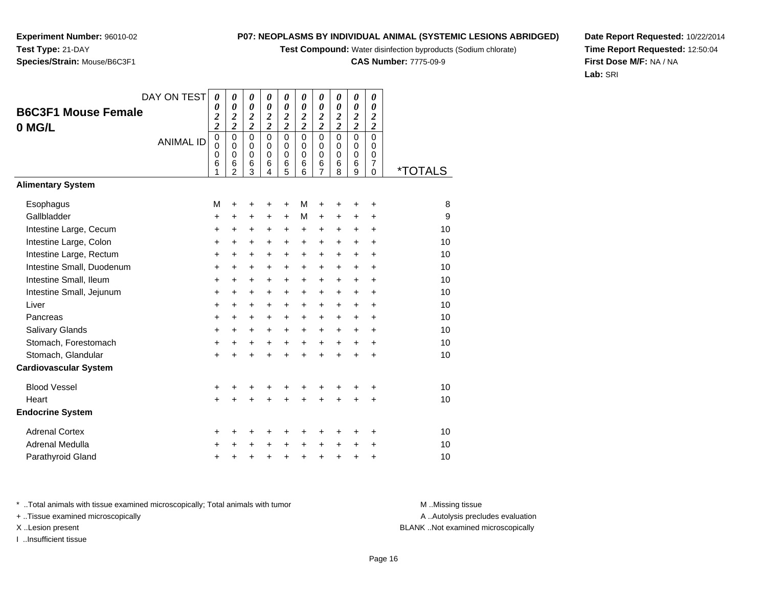**Experiment Number:** 96010-02
**Test Type:** 21-DAY
**Species/Strain:** Mouse/B6C3F1

**P07: NEOPLASMS BY INDIVIDUAL ANIMAL (SYSTEMIC LESIONS ABRIDGED)**
**Test Compound:** Water disinfection byproducts (Sodium chlorate)
**CAS Number:** 7775-09-9

**Date Report Requested:** 10/22/2014
**Time Report Requested:** 12:50:04
**First Dose M/F:** NA / NA
**Lab:** SRI

## B6C3F1 Mouse Female 0 MG/L

| DAY ON TEST | 0022 | 0022 | 0022 | 0022 | 0022 | 0022 | 0022 | 0022 | 0022 | 0022 | |
|---|---|---|---|---|---|---|---|---|---|---|---|
| ANIMAL ID | 00061 | 00062 | 00063 | 00064 | 00065 | 00066 | 00067 | 00068 | 00069 | 00070 | *TOTALS |
| **Alimentary System** | | | | | | | | | | | |
| Esophagus | M | + | + | + | + | M | + | + | + | + | 8 |
| Gallbladder | + | + | + | + | + | M | + | + | + | + | 9 |
| Intestine Large, Cecum | + | + | + | + | + | + | + | + | + | + | 10 |
| Intestine Large, Colon | + | + | + | + | + | + | + | + | + | + | 10 |
| Intestine Large, Rectum | + | + | + | + | + | + | + | + | + | + | 10 |
| Intestine Small, Duodenum | + | + | + | + | + | + | + | + | + | + | 10 |
| Intestine Small, Ileum | + | + | + | + | + | + | + | + | + | + | 10 |
| Intestine Small, Jejunum | + | + | + | + | + | + | + | + | + | + | 10 |
| Liver | + | + | + | + | + | + | + | + | + | + | 10 |
| Pancreas | + | + | + | + | + | + | + | + | + | + | 10 |
| Salivary Glands | + | + | + | + | + | + | + | + | + | + | 10 |
| Stomach, Forestomach | + | + | + | + | + | + | + | + | + | + | 10 |
| Stomach, Glandular | + | + | + | + | + | + | + | + | + | + | 10 |
| **Cardiovascular System** | | | | | | | | | | | |
| Blood Vessel | + | + | + | + | + | + | + | + | + | + | 10 |
| Heart | + | + | + | + | + | + | + | + | + | + | 10 |
| **Endocrine System** | | | | | | | | | | | |
| Adrenal Cortex | + | + | + | + | + | + | + | + | + | + | 10 |
| Adrenal Medulla | + | + | + | + | + | + | + | + | + | + | 10 |
| Parathyroid Gland | + | + | + | + | + | + | + | + | + | + | 10 |

* ..Total animals with tissue examined microscopically; Total animals with tumor
+ ..Tissue examined microscopically
X ..Lesion present
I ..Insufficient tissue

M ..Missing tissue
A ..Autolysis precludes evaluation
BLANK ..Not examined microscopically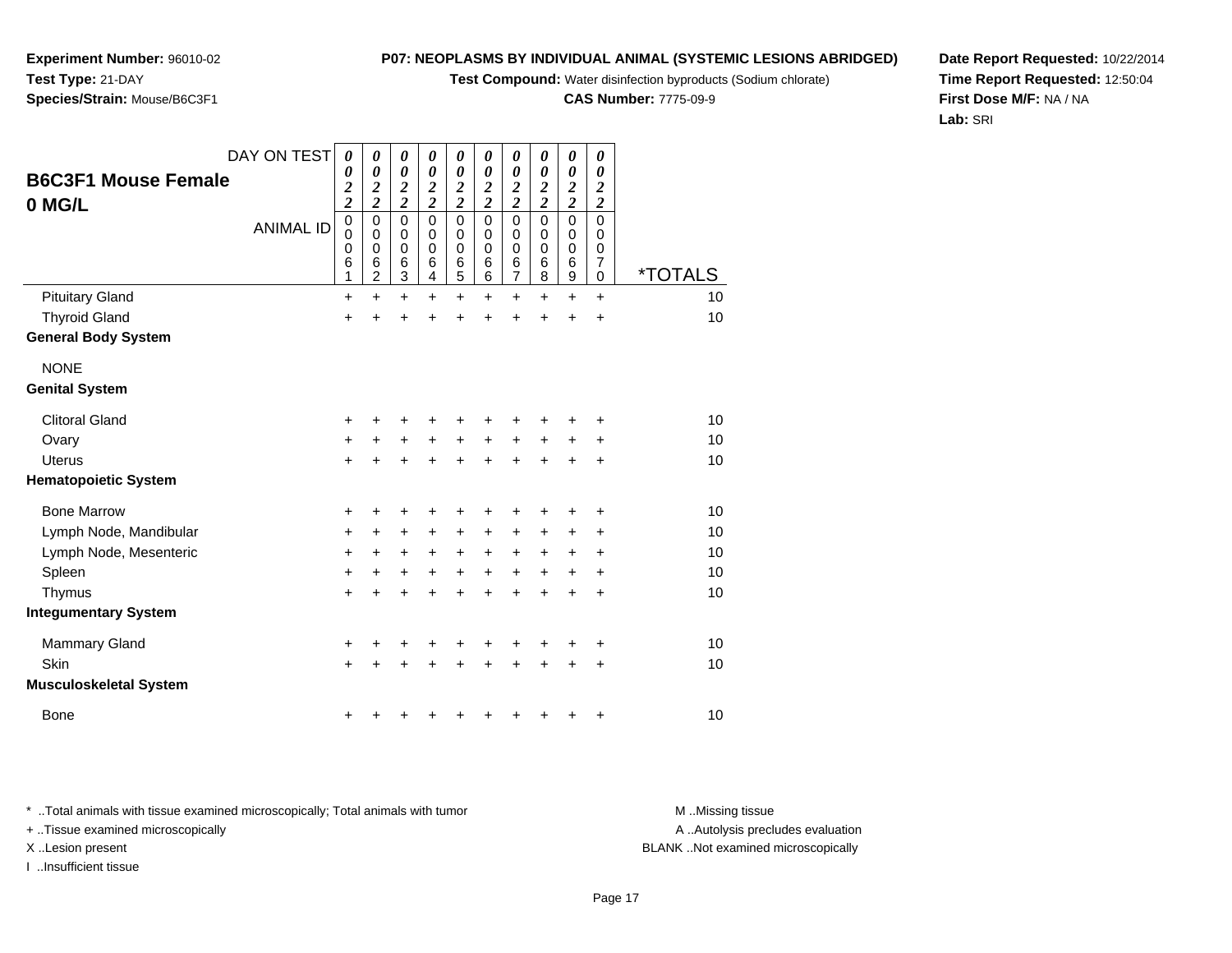**Experiment Number:** 96010-02
**Test Type:** 21-DAY
**Species/Strain:** Mouse/B6C3F1

**P07: NEOPLASMS BY INDIVIDUAL ANIMAL (SYSTEMIC LESIONS ABRIDGED)**
**Test Compound:** Water disinfection byproducts (Sodium chlorate)
**CAS Number:** 7775-09-9

**Date Report Requested:** 10/22/2014
**Time Report Requested:** 12:50:04
**First Dose M/F:** NA / NA
**Lab:** SRI

## B6C3F1 Mouse Female 0 MG/L

| DAY ON TEST | 0022 | 0022 | 0022 | 0022 | 0022 | 0022 | 0022 | 0022 | 0022 | 0022 | |
|---|---|---|---|---|---|---|---|---|---|---|---|
| ANIMAL ID | 00061 | 00062 | 00063 | 00064 | 00065 | 00066 | 00067 | 00068 | 00069 | 00070 | *TOTALS |
| Pituitary Gland | + | + | + | + | + | + | + | + | + | + | 10 |
| Thyroid Gland | + | + | + | + | + | + | + | + | + | + | 10 |
| **General Body System** | | | | | | | | | | | |
| NONE | | | | | | | | | | | |
| **Genital System** | | | | | | | | | | | |
| Clitoral Gland | + | + | + | + | + | + | + | + | + | + | 10 |
| Ovary | + | + | + | + | + | + | + | + | + | + | 10 |
| Uterus | + | + | + | + | + | + | + | + | + | + | 10 |
| **Hematopoietic System** | | | | | | | | | | | |
| Bone Marrow | + | + | + | + | + | + | + | + | + | + | 10 |
| Lymph Node, Mandibular | + | + | + | + | + | + | + | + | + | + | 10 |
| Lymph Node, Mesenteric | + | + | + | + | + | + | + | + | + | + | 10 |
| Spleen | + | + | + | + | + | + | + | + | + | + | 10 |
| Thymus | + | + | + | + | + | + | + | + | + | + | 10 |
| **Integumentary System** | | | | | | | | | | | |
| Mammary Gland | + | + | + | + | + | + | + | + | + | + | 10 |
| Skin | + | + | + | + | + | + | + | + | + | + | 10 |
| **Musculoskeletal System** | | | | | | | | | | | |
| Bone | + | + | + | + | + | + | + | + | + | + | 10 |

\* ..Total animals with tissue examined microscopically; Total animals with tumor
+ ..Tissue examined microscopically
X ..Lesion present
I ..Insufficient tissue

M ..Missing tissue
A ..Autolysis precludes evaluation
BLANK ..Not examined microscopically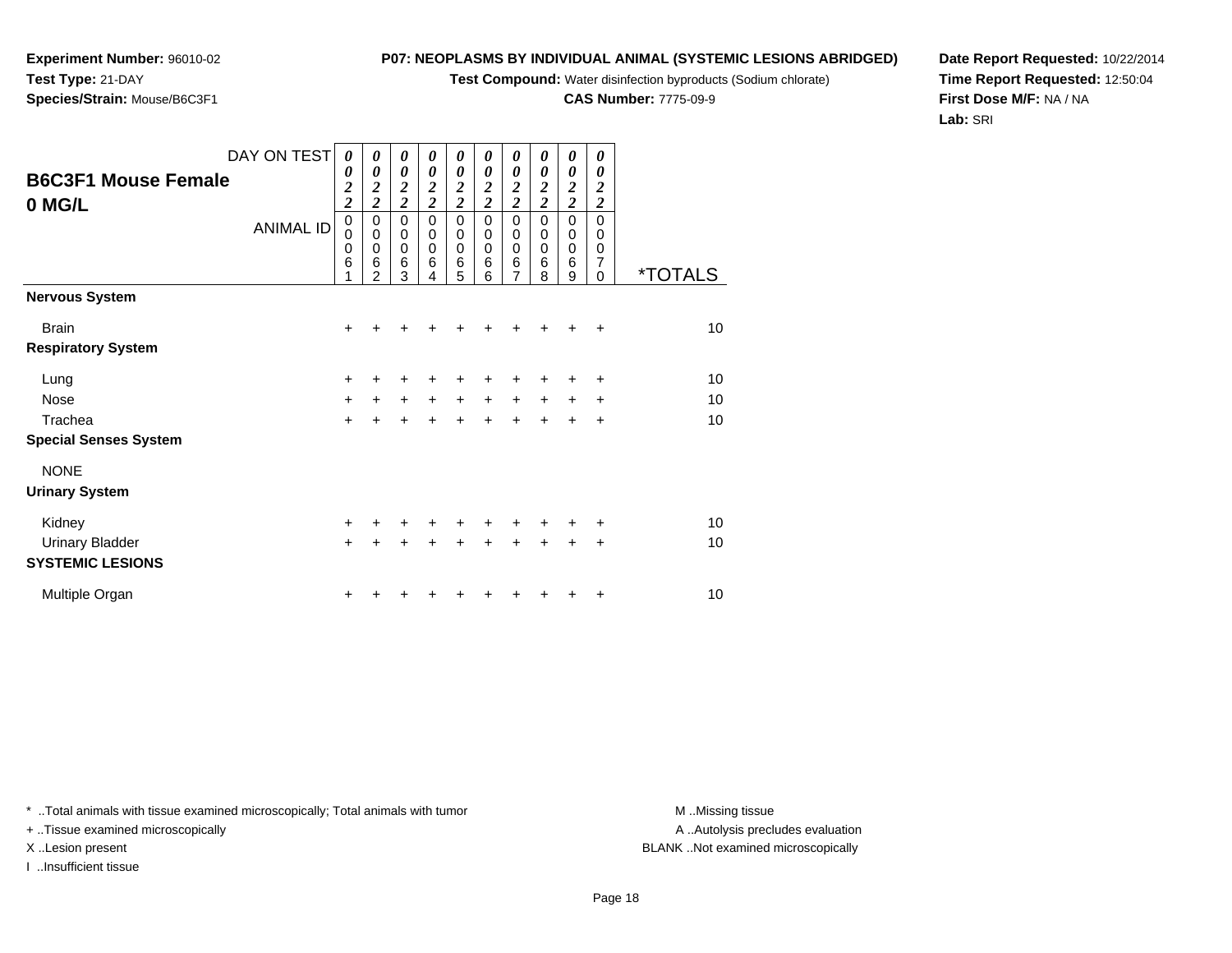**Experiment Number:** 96010-02
**Test Type:** 21-DAY
**Species/Strain:** Mouse/B6C3F1

**P07: NEOPLASMS BY INDIVIDUAL ANIMAL (SYSTEMIC LESIONS ABRIDGED)**
**Test Compound:** Water disinfection byproducts (Sodium chlorate)
**CAS Number:** 7775-09-9

**Date Report Requested:** 10/22/2014
**Time Report Requested:** 12:50:04
**First Dose M/F:** NA / NA
**Lab:** SRI

## B6C3F1 Mouse Female 0 MG/L

| DAY ON TEST | 0022 | 0022 | 0022 | 0022 | 0022 | 0022 | 0022 | 0022 | 0022 | 0022 | |
|---|---|---|---|---|---|---|---|---|---|---|---|
| ANIMAL ID | 00061 | 00062 | 00063 | 00064 | 00065 | 00066 | 00067 | 00068 | 00069 | 00070 | *TOTALS |
| **Nervous System** | | | | | | | | | | | |
| Brain | + | + | + | + | + | + | + | + | + | + | 10 |
| **Respiratory System** | | | | | | | | | | | |
| Lung | + | + | + | + | + | + | + | + | + | + | 10 |
| Nose | + | + | + | + | + | + | + | + | + | + | 10 |
| Trachea | + | + | + | + | + | + | + | + | + | + | 10 |
| **Special Senses System** | | | | | | | | | | | |
| NONE | | | | | | | | | | | |
| **Urinary System** | | | | | | | | | | | |
| Kidney | + | + | + | + | + | + | + | + | + | + | 10 |
| Urinary Bladder | + | + | + | + | + | + | + | + | + | + | 10 |
| **SYSTEMIC LESIONS** | | | | | | | | | | | |
| Multiple Organ | + | + | + | + | + | + | + | + | + | + | 10 |

* ..Total animals with tissue examined microscopically; Total animals with tumor
+ ..Tissue examined microscopically
X ..Lesion present
I ..Insufficient tissue

M ..Missing tissue
A ..Autolysis precludes evaluation
BLANK ..Not examined microscopically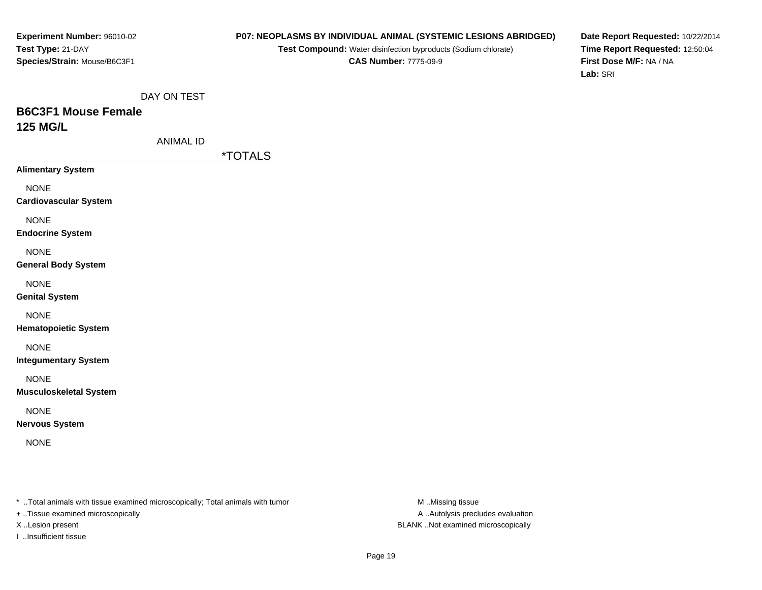**Experiment Number:** 96010-02
**Test Type:** 21-DAY
**Species/Strain:** Mouse/B6C3F1

**P07: NEOPLASMS BY INDIVIDUAL ANIMAL (SYSTEMIC LESIONS ABRIDGED)**
**Test Compound:** Water disinfection byproducts (Sodium chlorate)
**CAS Number:** 7775-09-9

**Date Report Requested:** 10/22/2014
**Time Report Requested:** 12:50:04
**First Dose M/F:** NA / NA
**Lab:** SRI

DAY ON TEST

## B6C3F1 Mouse Female
## 125 MG/L

ANIMAL ID

| | *TOTALS |
|---|---|
| **Alimentary System** | |
| NONE | |
| **Cardiovascular System** | |
| NONE | |
| **Endocrine System** | |
| NONE | |
| **General Body System** | |
| NONE | |
| **Genital System** | |
| NONE | |
| **Hematopoietic System** | |
| NONE | |
| **Integumentary System** | |
| NONE | |
| **Musculoskeletal System** | |
| NONE | |
| **Nervous System** | |
| NONE | |

* ..Total animals with tissue examined microscopically; Total animals with tumor
+ ..Tissue examined microscopically
X ..Lesion present
I ..Insufficient tissue

M ..Missing tissue
A ..Autolysis precludes evaluation
BLANK ..Not examined microscopically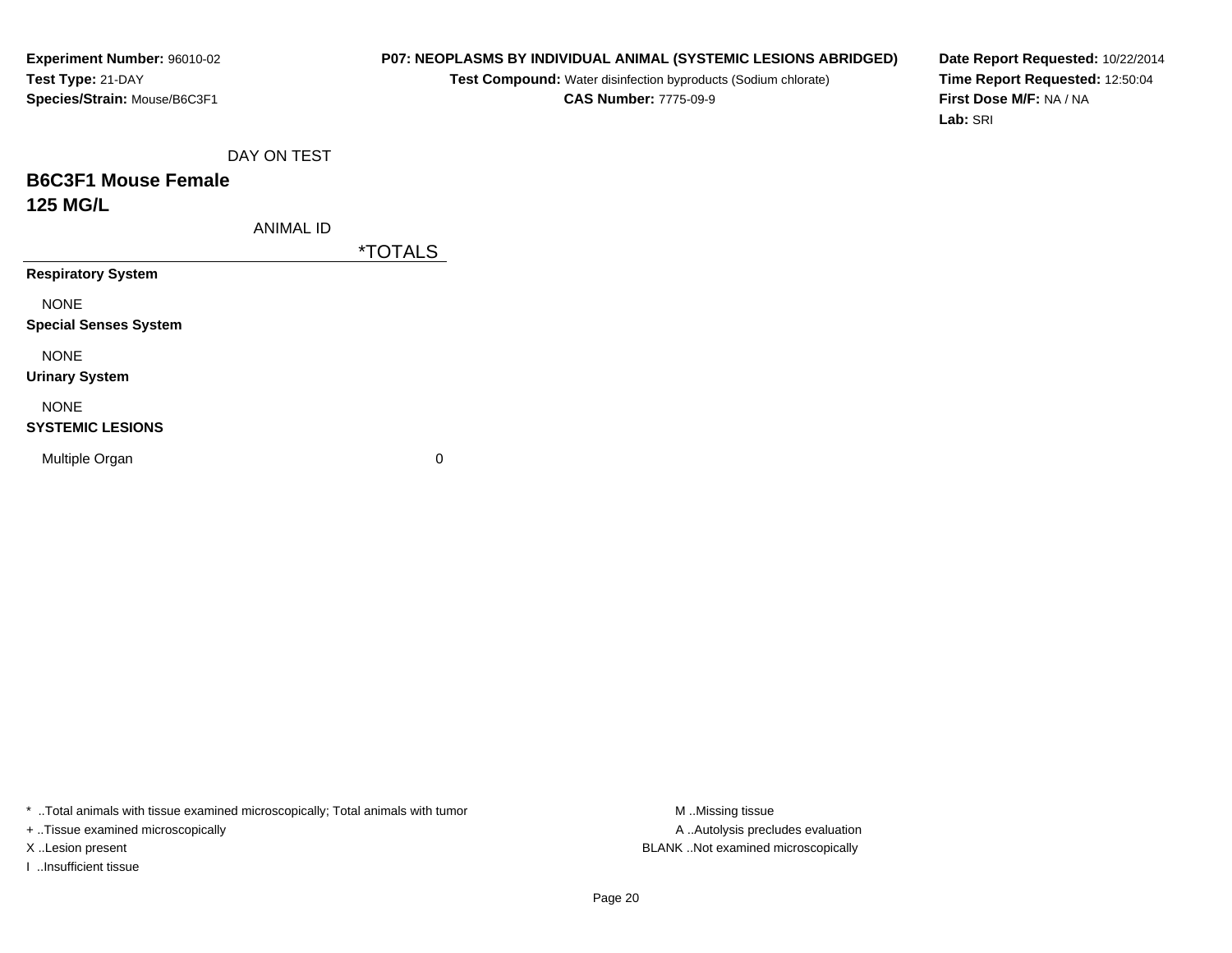**Experiment Number:** 96010-02
**Test Type:** 21-DAY
**Species/Strain:** Mouse/B6C3F1

**P07: NEOPLASMS BY INDIVIDUAL ANIMAL (SYSTEMIC LESIONS ABRIDGED)**
**Test Compound:** Water disinfection byproducts (Sodium chlorate)
**CAS Number:** 7775-09-9

**Date Report Requested:** 10/22/2014
**Time Report Requested:** 12:50:04
**First Dose M/F:** NA / NA
**Lab:** SRI

## B6C3F1 Mouse Female
## 125 MG/L

| DAY ON TEST / ANIMAL ID | *TOTALS |
|---|---|
| **Respiratory System** | |
| NONE | |
| **Special Senses System** | |
| NONE | |
| **Urinary System** | |
| NONE | |
| **SYSTEMIC LESIONS** | |
| Multiple Organ | 0 |

* ..Total animals with tissue examined microscopically; Total animals with tumor
+ ..Tissue examined microscopically
X ..Lesion present
I ..Insufficient tissue

M ..Missing tissue
A ..Autolysis precludes evaluation
BLANK ..Not examined microscopically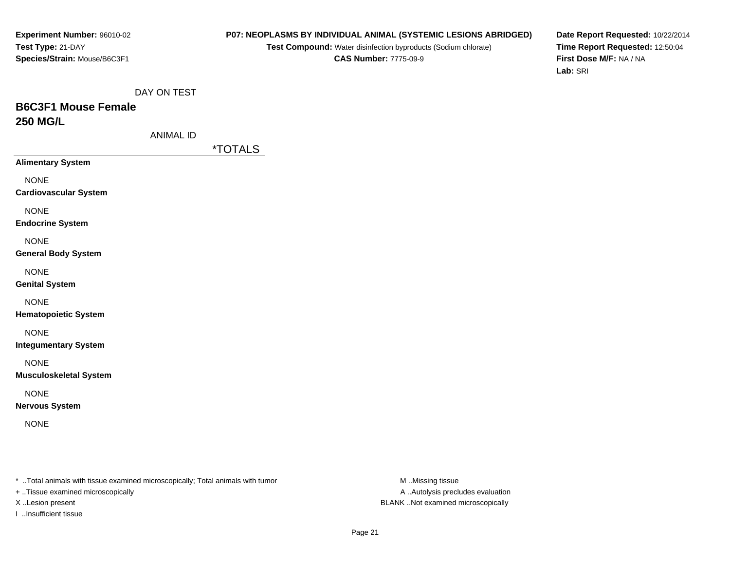**Experiment Number:** 96010-02
**Test Type:** 21-DAY
**Species/Strain:** Mouse/B6C3F1

**P07: NEOPLASMS BY INDIVIDUAL ANIMAL (SYSTEMIC LESIONS ABRIDGED)**
**Test Compound:** Water disinfection byproducts (Sodium chlorate)
**CAS Number:** 7775-09-9

**Date Report Requested:** 10/22/2014
**Time Report Requested:** 12:50:04
**First Dose M/F:** NA / NA
**Lab:** SRI

DAY ON TEST

## B6C3F1 Mouse Female
## 250 MG/L

ANIMAL ID

| | *TOTALS |
|---|---|
| **Alimentary System** | |
| NONE | |
| **Cardiovascular System** | |
| NONE | |
| **Endocrine System** | |
| NONE | |
| **General Body System** | |
| NONE | |
| **Genital System** | |
| NONE | |
| **Hematopoietic System** | |
| NONE | |
| **Integumentary System** | |
| NONE | |
| **Musculoskeletal System** | |
| NONE | |
| **Nervous System** | |
| NONE | |

* ..Total animals with tissue examined microscopically; Total animals with tumor
+ ..Tissue examined microscopically
X ..Lesion present
I ..Insufficient tissue

M ..Missing tissue
A ..Autolysis precludes evaluation
BLANK ..Not examined microscopically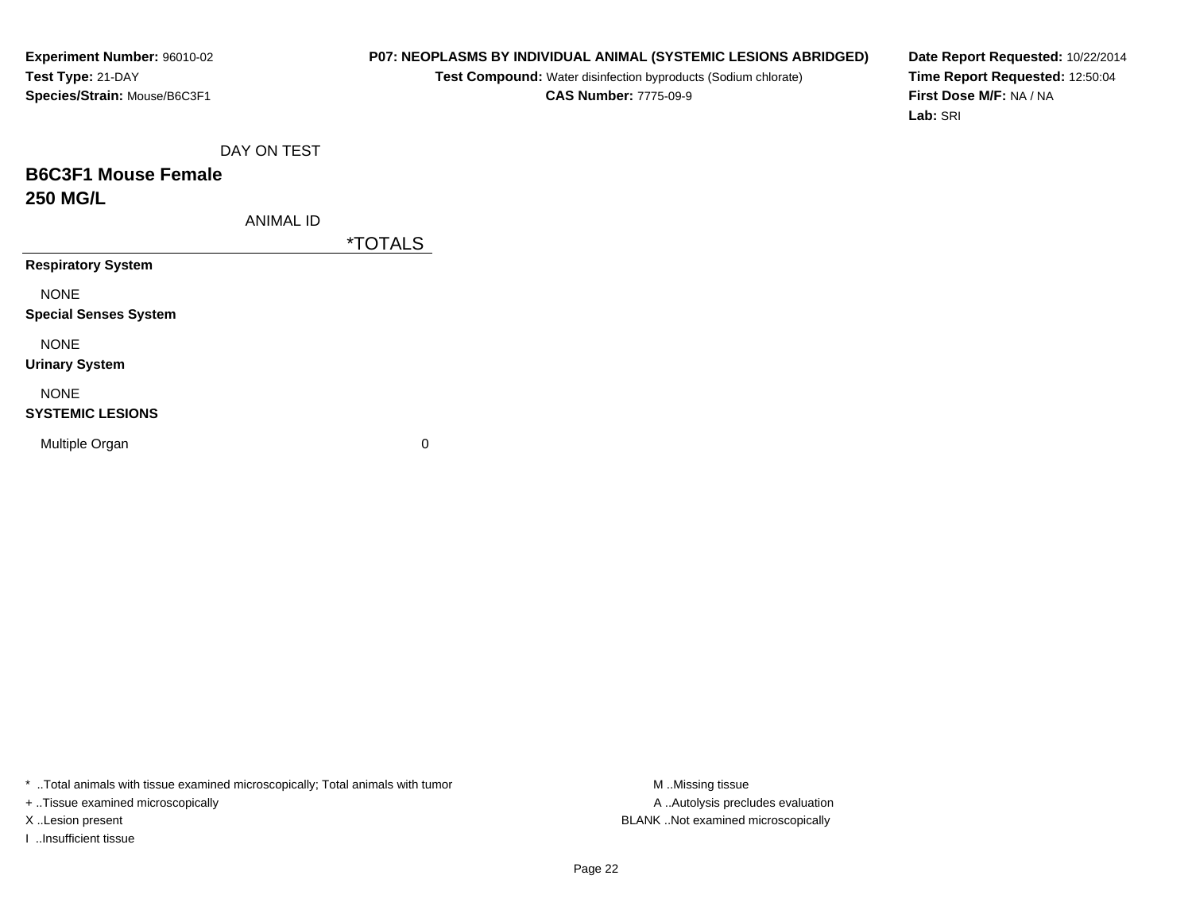**Experiment Number:** 96010-02
**Test Type:** 21-DAY
**Species/Strain:** Mouse/B6C3F1

**P07: NEOPLASMS BY INDIVIDUAL ANIMAL (SYSTEMIC LESIONS ABRIDGED)**
**Test Compound:** Water disinfection byproducts (Sodium chlorate)
**CAS Number:** 7775-09-9

**Date Report Requested:** 10/22/2014
**Time Report Requested:** 12:50:04
**First Dose M/F:** NA / NA
**Lab:** SRI

DAY ON TEST

## B6C3F1 Mouse Female
## 250 MG/L

| ANIMAL ID | *TOTALS |
|---|---|
| **Respiratory System** | |
| NONE | |
| **Special Senses System** | |
| NONE | |
| **Urinary System** | |
| NONE | |
| **SYSTEMIC LESIONS** | |
| Multiple Organ | 0 |

* ..Total animals with tissue examined microscopically; Total animals with tumor
+ ..Tissue examined microscopically
X ..Lesion present
I ..Insufficient tissue

M ..Missing tissue
A ..Autolysis precludes evaluation
BLANK ..Not examined microscopically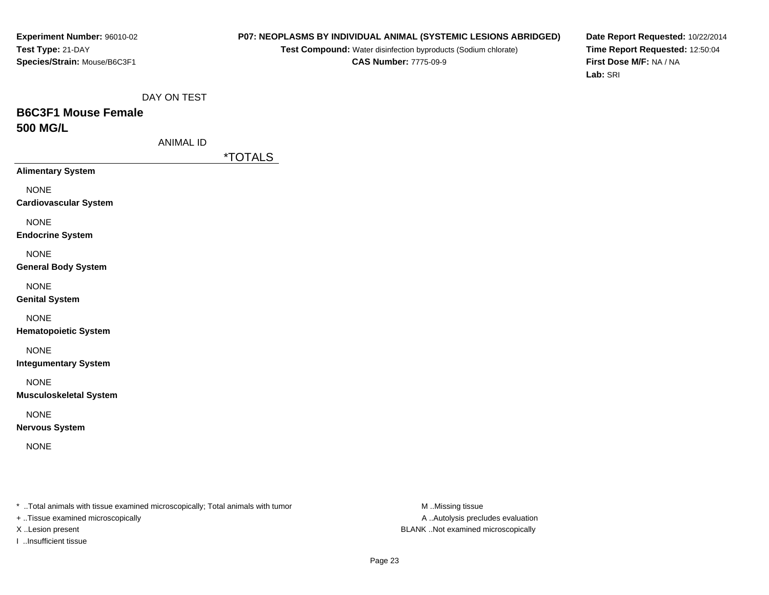**Experiment Number:** 96010-02
**Test Type:** 21-DAY
**Species/Strain:** Mouse/B6C3F1

**P07: NEOPLASMS BY INDIVIDUAL ANIMAL (SYSTEMIC LESIONS ABRIDGED)**
**Test Compound:** Water disinfection byproducts (Sodium chlorate)
**CAS Number:** 7775-09-9

**Date Report Requested:** 10/22/2014
**Time Report Requested:** 12:50:04
**First Dose M/F:** NA / NA
**Lab:** SRI

DAY ON TEST

## B6C3F1 Mouse Female
## 500 MG/L

ANIMAL ID

| | *TOTALS |
|---|---|
| **Alimentary System** | |
| NONE | |
| **Cardiovascular System** | |
| NONE | |
| **Endocrine System** | |
| NONE | |
| **General Body System** | |
| NONE | |
| **Genital System** | |
| NONE | |
| **Hematopoietic System** | |
| NONE | |
| **Integumentary System** | |
| NONE | |
| **Musculoskeletal System** | |
| NONE | |
| **Nervous System** | |
| NONE | |

* ..Total animals with tissue examined microscopically; Total animals with tumor
+ ..Tissue examined microscopically
X ..Lesion present
I ..Insufficient tissue

M ..Missing tissue
A ..Autolysis precludes evaluation
BLANK ..Not examined microscopically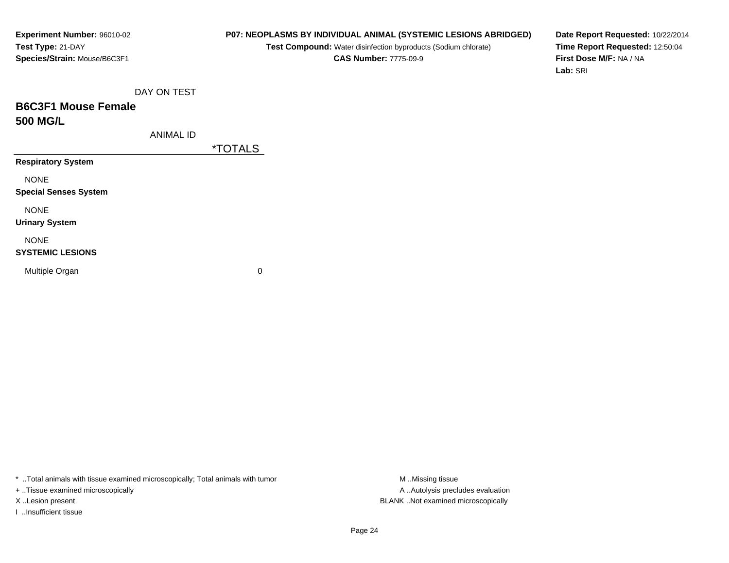**Experiment Number:** 96010-02
**Test Type:** 21-DAY
**Species/Strain:** Mouse/B6C3F1

**P07: NEOPLASMS BY INDIVIDUAL ANIMAL (SYSTEMIC LESIONS ABRIDGED)**
**Test Compound:** Water disinfection byproducts (Sodium chlorate)
**CAS Number:** 7775-09-9

**Date Report Requested:** 10/22/2014
**Time Report Requested:** 12:50:04
**First Dose M/F:** NA / NA
**Lab:** SRI

## B6C3F1 Mouse Female
## 500 MG/L

| DAY ON TEST / ANIMAL ID | *TOTALS |
|---|---|
| **Respiratory System** | |
| NONE | |
| **Special Senses System** | |
| NONE | |
| **Urinary System** | |
| NONE | |
| **SYSTEMIC LESIONS** | |
| Multiple Organ | 0 |

* ..Total animals with tissue examined microscopically; Total animals with tumor
+ ..Tissue examined microscopically
X ..Lesion present
I ..Insufficient tissue

M ..Missing tissue
A ..Autolysis precludes evaluation
BLANK ..Not examined microscopically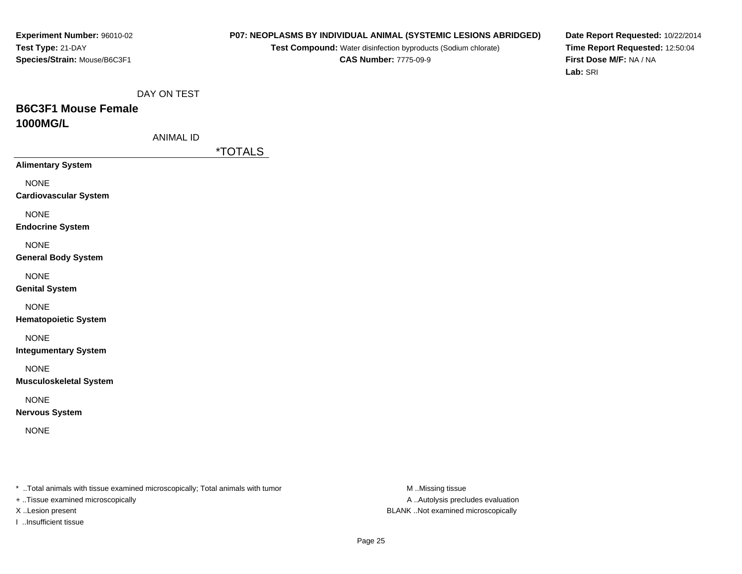**Experiment Number:** 96010-02
**Test Type:** 21-DAY
**Species/Strain:** Mouse/B6C3F1

**P07: NEOPLASMS BY INDIVIDUAL ANIMAL (SYSTEMIC LESIONS ABRIDGED)**
**Test Compound:** Water disinfection byproducts (Sodium chlorate)
**CAS Number:** 7775-09-9

**Date Report Requested:** 10/22/2014
**Time Report Requested:** 12:50:04
**First Dose M/F:** NA / NA
**Lab:** SRI

DAY ON TEST

## B6C3F1 Mouse Female
## 1000MG/L

ANIMAL ID

| | *TOTALS |
|---|---|
| **Alimentary System** | |
| NONE | |
| **Cardiovascular System** | |
| NONE | |
| **Endocrine System** | |
| NONE | |
| **General Body System** | |
| NONE | |
| **Genital System** | |
| NONE | |
| **Hematopoietic System** | |
| NONE | |
| **Integumentary System** | |
| NONE | |
| **Musculoskeletal System** | |
| NONE | |
| **Nervous System** | |
| NONE | |

* ..Total animals with tissue examined microscopically; Total animals with tumor
+ ..Tissue examined microscopically
X ..Lesion present
I ..Insufficient tissue

M ..Missing tissue
A ..Autolysis precludes evaluation
BLANK ..Not examined microscopically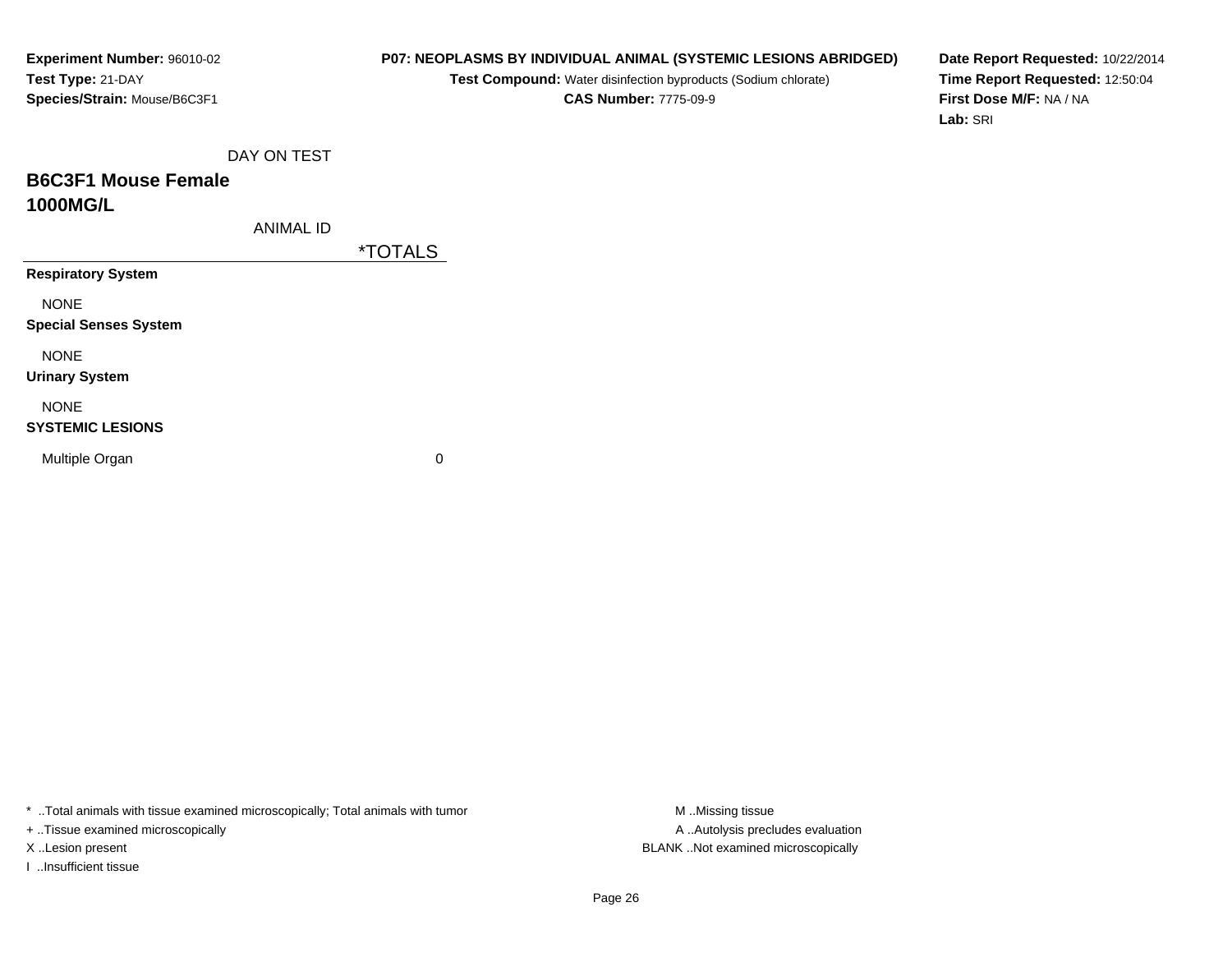**Experiment Number:** 96010-02
**Test Type:** 21-DAY
**Species/Strain:** Mouse/B6C3F1

**P07: NEOPLASMS BY INDIVIDUAL ANIMAL (SYSTEMIC LESIONS ABRIDGED)**
**Test Compound:** Water disinfection byproducts (Sodium chlorate)
**CAS Number:** 7775-09-9

**Date Report Requested:** 10/22/2014
**Time Report Requested:** 12:50:04
**First Dose M/F:** NA / NA
**Lab:** SRI

| DAY ON TEST | |
|---|---|
| **B6C3F1 Mouse Female 1000MG/L** | |
| ANIMAL ID | *TOTALS |
| **Respiratory System** | |
| NONE | |
| **Special Senses System** | |
| NONE | |
| **Urinary System** | |
| NONE | |
| **SYSTEMIC LESIONS** | |
| Multiple Organ | 0 |

* ..Total animals with tissue examined microscopically; Total animals with tumor
+ ..Tissue examined microscopically
X ..Lesion present
I ..Insufficient tissue

M ..Missing tissue
A ..Autolysis precludes evaluation
BLANK ..Not examined microscopically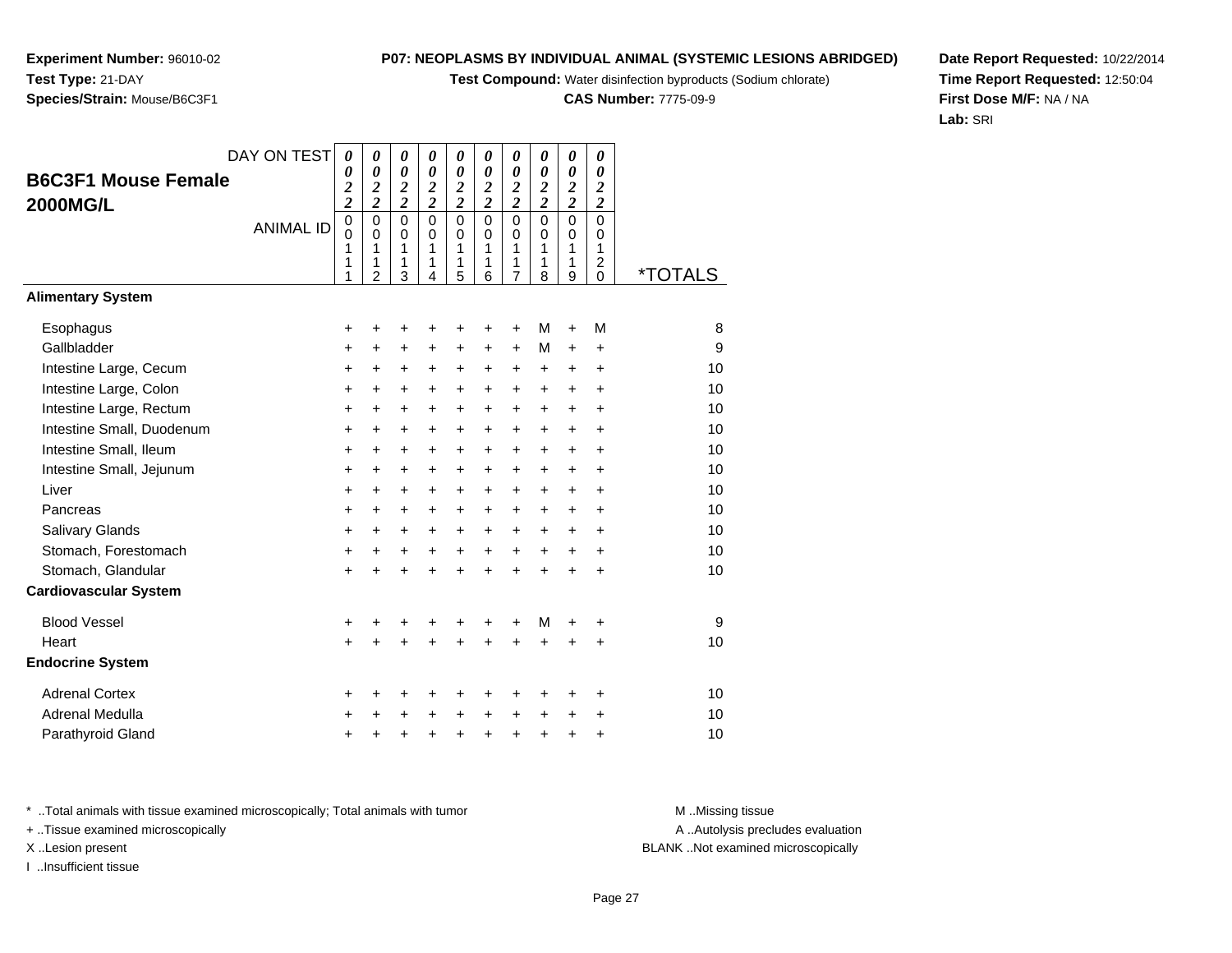**Experiment Number:** 96010-02
**Test Type:** 21-DAY
**Species/Strain:** Mouse/B6C3F1

**P07: NEOPLASMS BY INDIVIDUAL ANIMAL (SYSTEMIC LESIONS ABRIDGED)**
**Test Compound:** Water disinfection byproducts (Sodium chlorate)
**CAS Number:** 7775-09-9

**Date Report Requested:** 10/22/2014
**Time Report Requested:** 12:50:04
**First Dose M/F:** NA / NA
**Lab:** SRI

## B6C3F1 Mouse Female 2000MG/L

| DAY ON TEST | 0022 | 0022 | 0022 | 0022 | 0022 | 0022 | 0022 | 0022 | 0022 | 0022 | |
|---|---|---|---|---|---|---|---|---|---|---|---|
| **ANIMAL ID** | 00111 | 00112 | 00113 | 00114 | 00115 | 00116 | 00117 | 00118 | 00119 | 00120 | ***TOTALS** |
| **Alimentary System** | | | | | | | | | | | |
| Esophagus | + | + | + | + | + | + | + | M | + | M | 8 |
| Gallbladder | + | + | + | + | + | + | + | M | + | + | 9 |
| Intestine Large, Cecum | + | + | + | + | + | + | + | + | + | + | 10 |
| Intestine Large, Colon | + | + | + | + | + | + | + | + | + | + | 10 |
| Intestine Large, Rectum | + | + | + | + | + | + | + | + | + | + | 10 |
| Intestine Small, Duodenum | + | + | + | + | + | + | + | + | + | + | 10 |
| Intestine Small, Ileum | + | + | + | + | + | + | + | + | + | + | 10 |
| Intestine Small, Jejunum | + | + | + | + | + | + | + | + | + | + | 10 |
| Liver | + | + | + | + | + | + | + | + | + | + | 10 |
| Pancreas | + | + | + | + | + | + | + | + | + | + | 10 |
| Salivary Glands | + | + | + | + | + | + | + | + | + | + | 10 |
| Stomach, Forestomach | + | + | + | + | + | + | + | + | + | + | 10 |
| Stomach, Glandular | + | + | + | + | + | + | + | + | + | + | 10 |
| **Cardiovascular System** | | | | | | | | | | | |
| Blood Vessel | + | + | + | + | + | + | + | M | + | + | 9 |
| Heart | + | + | + | + | + | + | + | + | + | + | 10 |
| **Endocrine System** | | | | | | | | | | | |
| Adrenal Cortex | + | + | + | + | + | + | + | + | + | + | 10 |
| Adrenal Medulla | + | + | + | + | + | + | + | + | + | + | 10 |
| Parathyroid Gland | + | + | + | + | + | + | + | + | + | + | 10 |

\* ..Total animals with tissue examined microscopically; Total animals with tumor
+ ..Tissue examined microscopically
X ..Lesion present
I ..Insufficient tissue

M ..Missing tissue
A ..Autolysis precludes evaluation
BLANK ..Not examined microscopically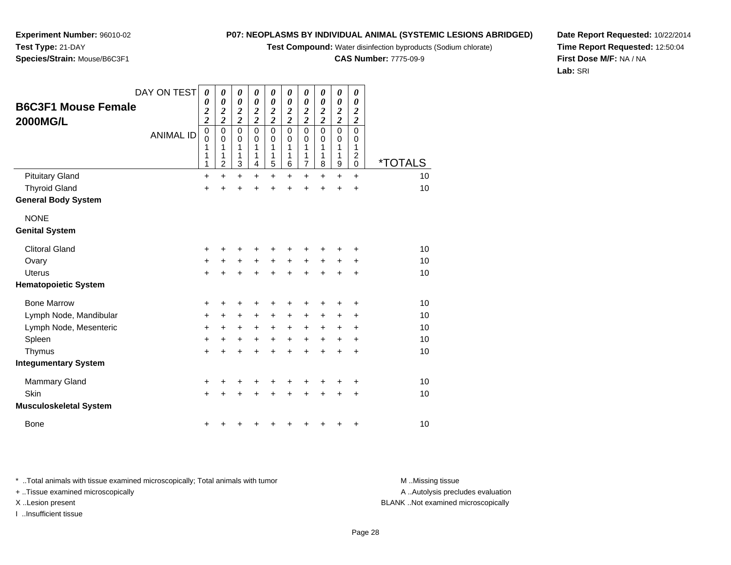**Experiment Number:** 96010-02
**Test Type:** 21-DAY
**Species/Strain:** Mouse/B6C3F1

**P07: NEOPLASMS BY INDIVIDUAL ANIMAL (SYSTEMIC LESIONS ABRIDGED)**
**Test Compound:** Water disinfection byproducts (Sodium chlorate)
**CAS Number:** 7775-09-9

**Date Report Requested:** 10/22/2014
**Time Report Requested:** 12:50:04
**First Dose M/F:** NA / NA
**Lab:** SRI

## B6C3F1 Mouse Female 2000MG/L

| DAY ON TEST | 0022 | 0022 | 0022 | 0022 | 0022 | 0022 | 0022 | 0022 | 0022 | 0022 | |
|---|---|---|---|---|---|---|---|---|---|---|---|
| ANIMAL ID | 00111 | 00112 | 00113 | 00114 | 00115 | 00116 | 00117 | 00118 | 00119 | 00120 | *TOTALS |
| Pituitary Gland | + | + | + | + | + | + | + | + | + | + | 10 |
| Thyroid Gland | + | + | + | + | + | + | + | + | + | + | 10 |
| **General Body System** | | | | | | | | | | | |
| NONE | | | | | | | | | | | |
| **Genital System** | | | | | | | | | | | |
| Clitoral Gland | + | + | + | + | + | + | + | + | + | + | 10 |
| Ovary | + | + | + | + | + | + | + | + | + | + | 10 |
| Uterus | + | + | + | + | + | + | + | + | + | + | 10 |
| **Hematopoietic System** | | | | | | | | | | | |
| Bone Marrow | + | + | + | + | + | + | + | + | + | + | 10 |
| Lymph Node, Mandibular | + | + | + | + | + | + | + | + | + | + | 10 |
| Lymph Node, Mesenteric | + | + | + | + | + | + | + | + | + | + | 10 |
| Spleen | + | + | + | + | + | + | + | + | + | + | 10 |
| Thymus | + | + | + | + | + | + | + | + | + | + | 10 |
| **Integumentary System** | | | | | | | | | | | |
| Mammary Gland | + | + | + | + | + | + | + | + | + | + | 10 |
| Skin | + | + | + | + | + | + | + | + | + | + | 10 |
| **Musculoskeletal System** | | | | | | | | | | | |
| Bone | + | + | + | + | + | + | + | + | + | + | 10 |

* ..Total animals with tissue examined microscopically; Total animals with tumor
+ ..Tissue examined microscopically
X ..Lesion present
I ..Insufficient tissue

M ..Missing tissue
A ..Autolysis precludes evaluation
BLANK ..Not examined microscopically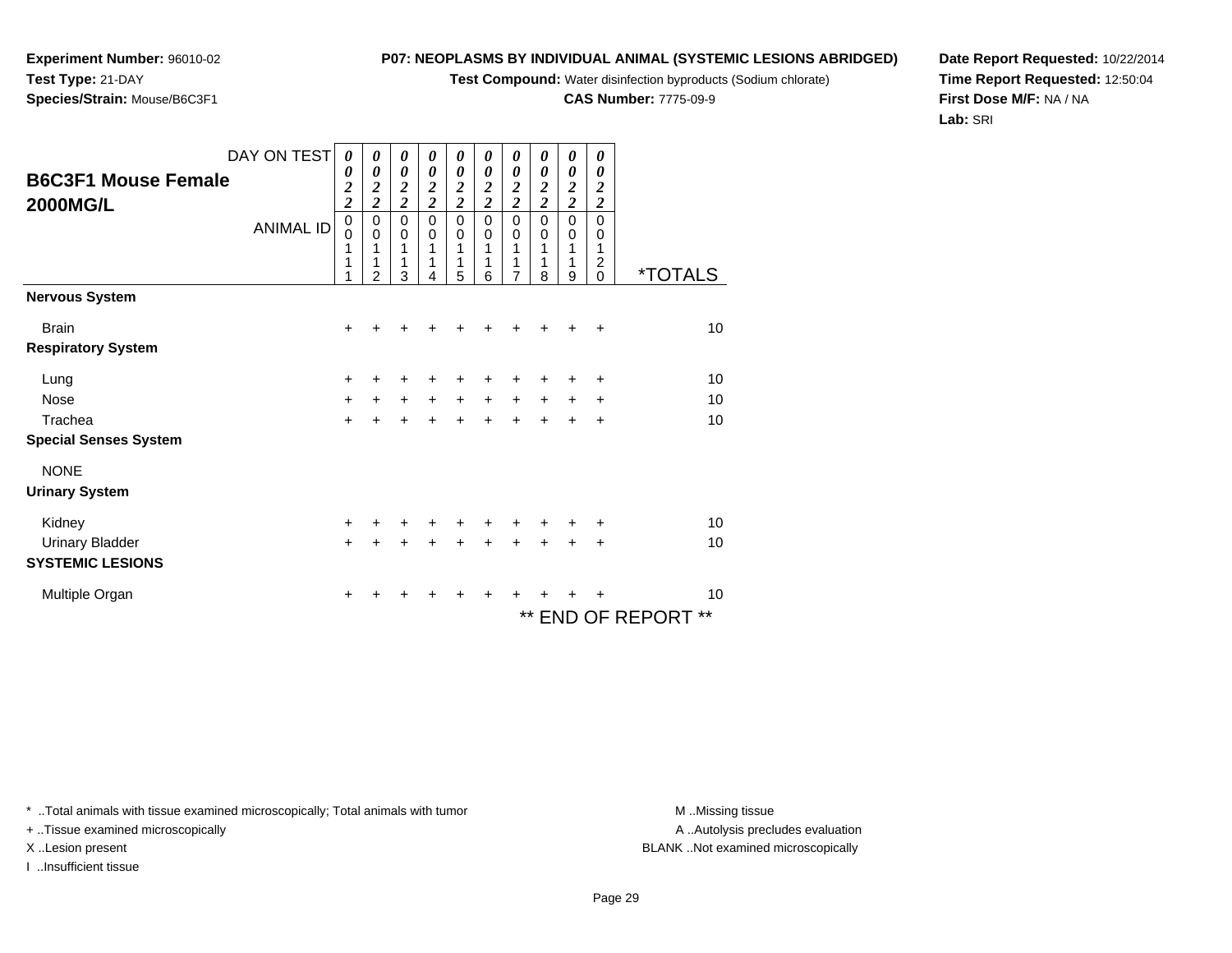**Experiment Number:** 96010-02
**Test Type:** 21-DAY
**Species/Strain:** Mouse/B6C3F1

**P07: NEOPLASMS BY INDIVIDUAL ANIMAL (SYSTEMIC LESIONS ABRIDGED)**
**Test Compound:** Water disinfection byproducts (Sodium chlorate)
**CAS Number:** 7775-09-9

**Date Report Requested:** 10/22/2014
**Time Report Requested:** 12:50:04
**First Dose M/F:** NA / NA
**Lab:** SRI

## B6C3F1 Mouse Female 2000MG/L

| DAY ON TEST | 0022 | 0022 | 0022 | 0022 | 0022 | 0022 | 0022 | 0022 | 0022 | 0022 | |
|---|---|---|---|---|---|---|---|---|---|---|---|
| ANIMAL ID | 00111 | 00112 | 00113 | 00114 | 00115 | 00116 | 00117 | 00118 | 00119 | 00120 | *TOTALS |
| **Nervous System** | | | | | | | | | | | |
| Brain | + | + | + | + | + | + | + | + | + | + | 10 |
| **Respiratory System** | | | | | | | | | | | |
| Lung | + | + | + | + | + | + | + | + | + | + | 10 |
| Nose | + | + | + | + | + | + | + | + | + | + | 10 |
| Trachea | + | + | + | + | + | + | + | + | + | + | 10 |
| **Special Senses System** | | | | | | | | | | | |
| NONE | | | | | | | | | | | |
| **Urinary System** | | | | | | | | | | | |
| Kidney | + | + | + | + | + | + | + | + | + | + | 10 |
| Urinary Bladder | + | + | + | + | + | + | + | + | + | + | 10 |
| **SYSTEMIC LESIONS** | | | | | | | | | | | |
| Multiple Organ | + | + | + | + | + | + | + | + | + | + | 10 |

** END OF REPORT **

* ..Total animals with tissue examined microscopically; Total animals with tumor
+ ..Tissue examined microscopically
X ..Lesion present
I ..Insufficient tissue

M ..Missing tissue
A ..Autolysis precludes evaluation
BLANK ..Not examined microscopically